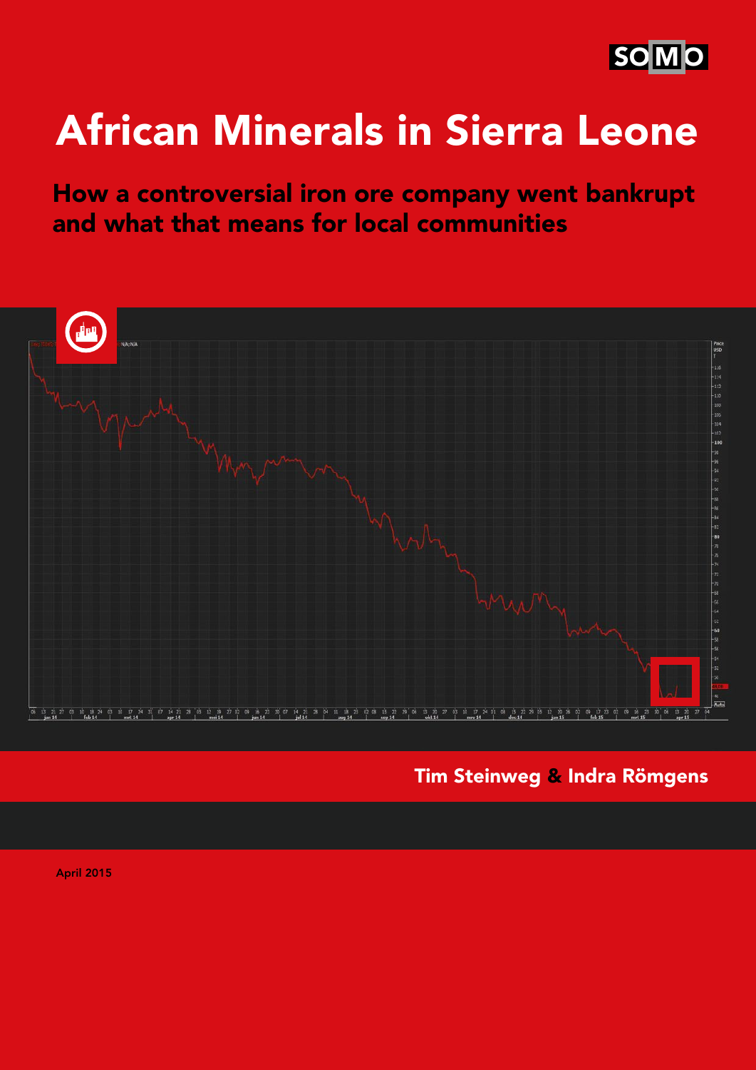SOMO

# African Minerals in Sierra Leone

## How a controversial iron ore company went bankrupt and what that means for local communities

Tim Steinweg & Indra Römgens

April 2015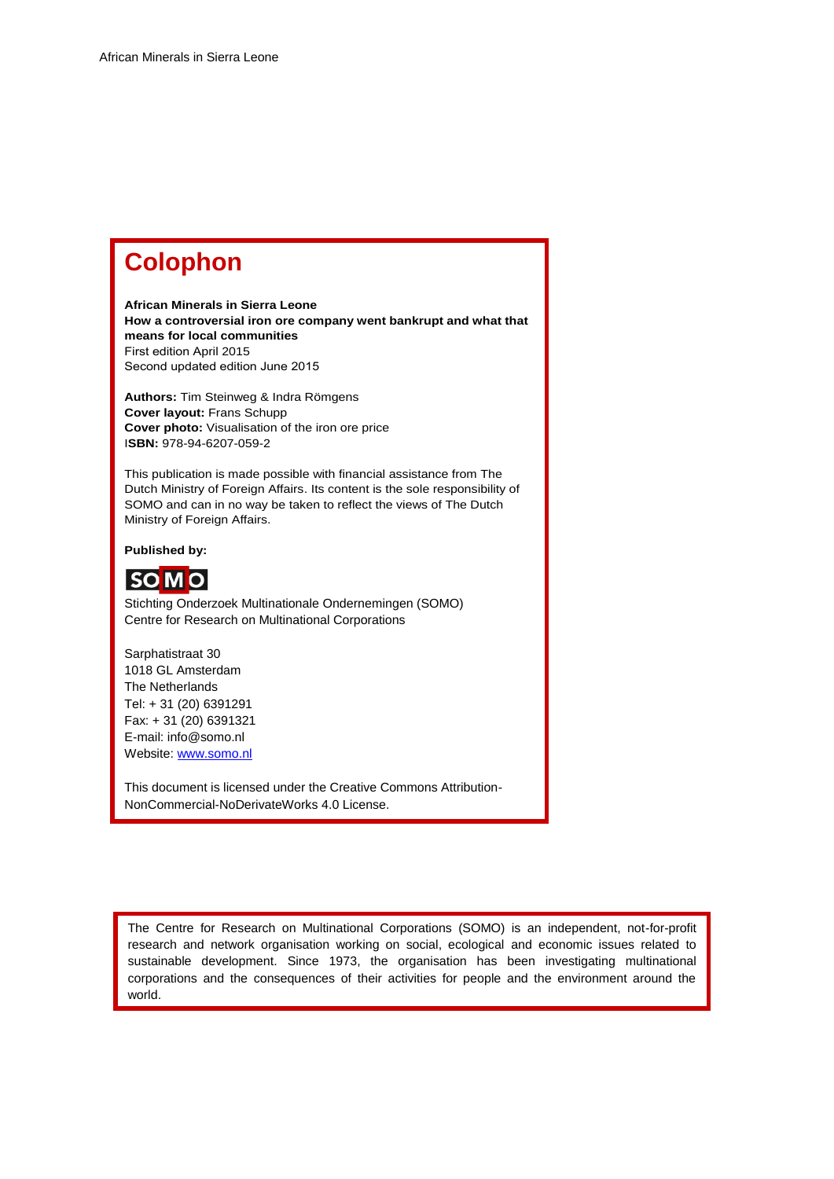# Colophon

**African Minerals in Sierra Leone**
**How a controversial iron ore company went bankrupt and what that means for local communities**
First edition April 2015
Second updated edition June 2015

**Authors:** Tim Steinweg & Indra Römgens
**Cover layout:** Frans Schupp
**Cover photo:** Visualisation of the iron ore price
**ISBN:** 978-94-6207-059-2

This publication is made possible with financial assistance from The Dutch Ministry of Foreign Affairs. Its content is the sole responsibility of SOMO and can in no way be taken to reflect the views of The Dutch Ministry of Foreign Affairs.

**Published by:**

SOMO

Stichting Onderzoek Multinationale Ondernemingen (SOMO)
Centre for Research on Multinational Corporations

Sarphatistraat 30
1018 GL Amsterdam
The Netherlands
Tel: + 31 (20) 6391291
Fax: + 31 (20) 6391321
E-mail: info@somo.nl
Website: www.somo.nl

This document is licensed under the Creative Commons Attribution-NonCommercial-NoDerivateWorks 4.0 License.

The Centre for Research on Multinational Corporations (SOMO) is an independent, not-for-profit research and network organisation working on social, ecological and economic issues related to sustainable development. Since 1973, the organisation has been investigating multinational corporations and the consequences of their activities for people and the environment around the world.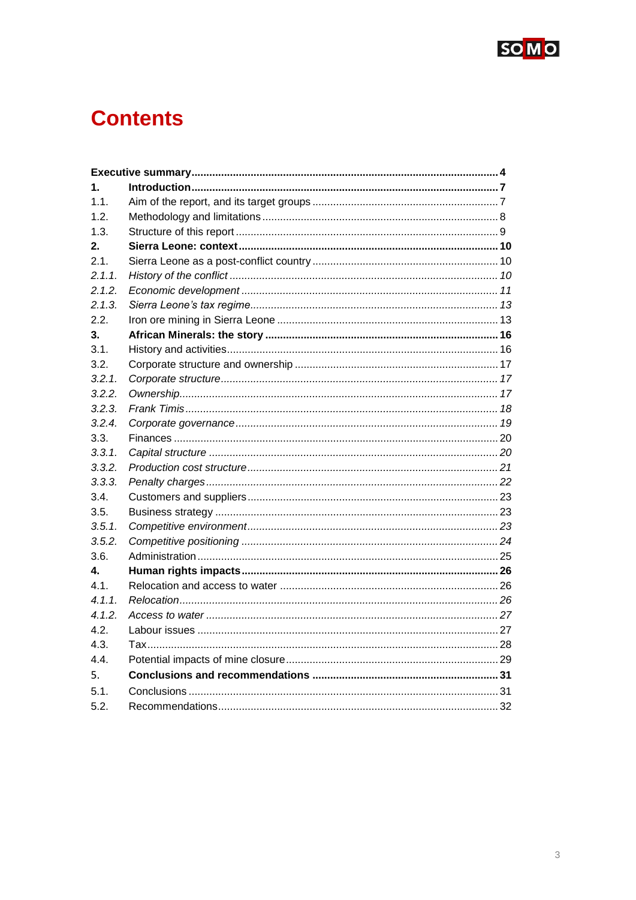# Contents

**Executive summary** ... **4**

**1. Introduction** ... **7**

1.1. Aim of the report, and its target groups ... 7

1.2. Methodology and limitations ... 8

1.3. Structure of this report ... 9

**2. Sierra Leone: context** ... **10**

2.1. Sierra Leone as a post-conflict country ... 10

*2.1.1. History of the conflict ... 10*

*2.1.2. Economic development ... 11*

*2.1.3. Sierra Leone's tax regime ... 13*

2.2. Iron ore mining in Sierra Leone ... 13

**3. African Minerals: the story** ... **16**

3.1. History and activities ... 16

3.2. Corporate structure and ownership ... 17

*3.2.1. Corporate structure ... 17*

*3.2.2. Ownership ... 17*

*3.2.3. Frank Timis ... 18*

*3.2.4. Corporate governance ... 19*

3.3. Finances ... 20

*3.3.1. Capital structure ... 20*

*3.3.2. Production cost structure ... 21*

*3.3.3. Penalty charges ... 22*

3.4. Customers and suppliers ... 23

3.5. Business strategy ... 23

*3.5.1. Competitive environment ... 23*

*3.5.2. Competitive positioning ... 24*

3.6. Administration ... 25

**4. Human rights impacts** ... **26**

4.1. Relocation and access to water ... 26

*4.1.1. Relocation ... 26*

*4.1.2. Access to water ... 27*

4.2. Labour issues ... 27

4.3. Tax ... 28

4.4. Potential impacts of mine closure ... 29

5. **Conclusions and recommendations** ... **31**

5.1. Conclusions ... 31

5.2. Recommendations ... 32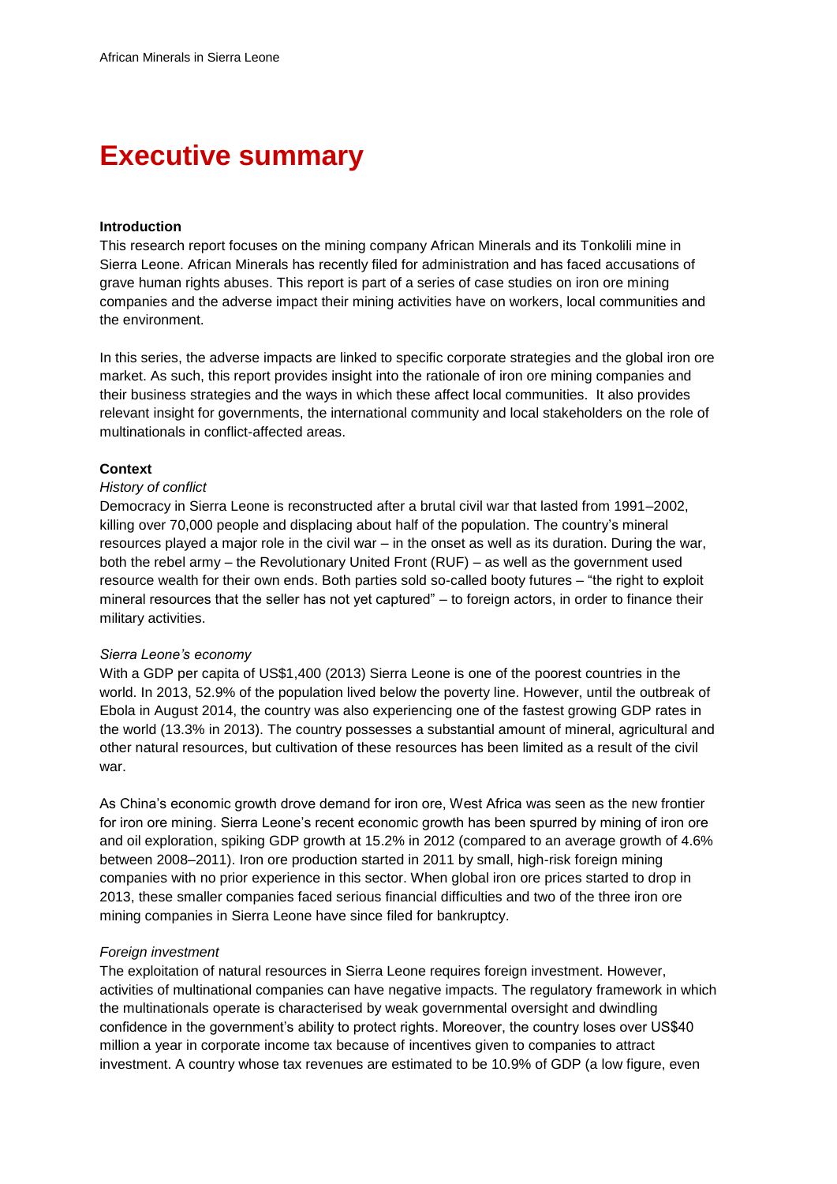# Executive summary

**Introduction**

This research report focuses on the mining company African Minerals and its Tonkolili mine in Sierra Leone. African Minerals has recently filed for administration and has faced accusations of grave human rights abuses. This report is part of a series of case studies on iron ore mining companies and the adverse impact their mining activities have on workers, local communities and the environment.

In this series, the adverse impacts are linked to specific corporate strategies and the global iron ore market. As such, this report provides insight into the rationale of iron ore mining companies and their business strategies and the ways in which these affect local communities. It also provides relevant insight for governments, the international community and local stakeholders on the role of multinationals in conflict-affected areas.

**Context**

*History of conflict*

Democracy in Sierra Leone is reconstructed after a brutal civil war that lasted from 1991–2002, killing over 70,000 people and displacing about half of the population. The country's mineral resources played a major role in the civil war – in the onset as well as its duration. During the war, both the rebel army – the Revolutionary United Front (RUF) – as well as the government used resource wealth for their own ends. Both parties sold so-called booty futures – "the right to exploit mineral resources that the seller has not yet captured" – to foreign actors, in order to finance their military activities.

*Sierra Leone's economy*

With a GDP per capita of US$1,400 (2013) Sierra Leone is one of the poorest countries in the world. In 2013, 52.9% of the population lived below the poverty line. However, until the outbreak of Ebola in August 2014, the country was also experiencing one of the fastest growing GDP rates in the world (13.3% in 2013). The country possesses a substantial amount of mineral, agricultural and other natural resources, but cultivation of these resources has been limited as a result of the civil war.

As China's economic growth drove demand for iron ore, West Africa was seen as the new frontier for iron ore mining. Sierra Leone's recent economic growth has been spurred by mining of iron ore and oil exploration, spiking GDP growth at 15.2% in 2012 (compared to an average growth of 4.6% between 2008–2011). Iron ore production started in 2011 by small, high-risk foreign mining companies with no prior experience in this sector. When global iron ore prices started to drop in 2013, these smaller companies faced serious financial difficulties and two of the three iron ore mining companies in Sierra Leone have since filed for bankruptcy.

*Foreign investment*

The exploitation of natural resources in Sierra Leone requires foreign investment. However, activities of multinational companies can have negative impacts. The regulatory framework in which the multinationals operate is characterised by weak governmental oversight and dwindling confidence in the government's ability to protect rights. Moreover, the country loses over US$40 million a year in corporate income tax because of incentives given to companies to attract investment. A country whose tax revenues are estimated to be 10.9% of GDP (a low figure, even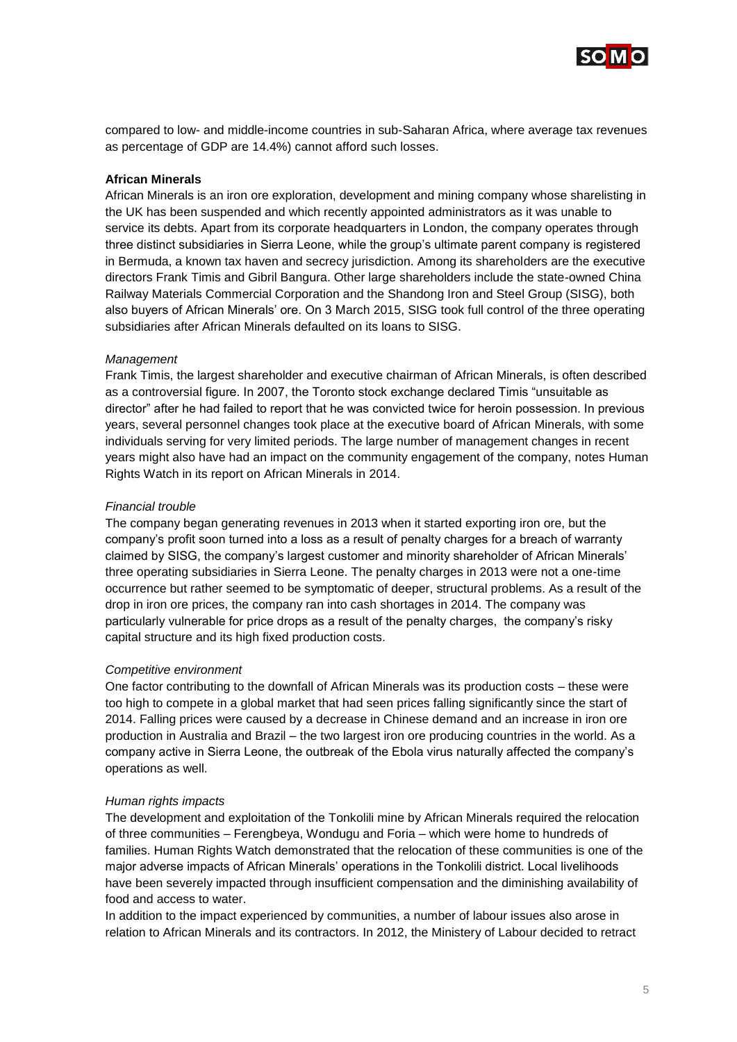compared to low- and middle-income countries in sub-Saharan Africa, where average tax revenues as percentage of GDP are 14.4%) cannot afford such losses.

**African Minerals**

African Minerals is an iron ore exploration, development and mining company whose sharelisting in the UK has been suspended and which recently appointed administrators as it was unable to service its debts. Apart from its corporate headquarters in London, the company operates through three distinct subsidiaries in Sierra Leone, while the group's ultimate parent company is registered in Bermuda, a known tax haven and secrecy jurisdiction. Among its shareholders are the executive directors Frank Timis and Gibril Bangura. Other large shareholders include the state-owned China Railway Materials Commercial Corporation and the Shandong Iron and Steel Group (SISG), both also buyers of African Minerals' ore. On 3 March 2015, SISG took full control of the three operating subsidiaries after African Minerals defaulted on its loans to SISG.

*Management*

Frank Timis, the largest shareholder and executive chairman of African Minerals, is often described as a controversial figure. In 2007, the Toronto stock exchange declared Timis "unsuitable as director" after he had failed to report that he was convicted twice for heroin possession. In previous years, several personnel changes took place at the executive board of African Minerals, with some individuals serving for very limited periods. The large number of management changes in recent years might also have had an impact on the community engagement of the company, notes Human Rights Watch in its report on African Minerals in 2014.

*Financial trouble*

The company began generating revenues in 2013 when it started exporting iron ore, but the company's profit soon turned into a loss as a result of penalty charges for a breach of warranty claimed by SISG, the company's largest customer and minority shareholder of African Minerals' three operating subsidiaries in Sierra Leone. The penalty charges in 2013 were not a one-time occurrence but rather seemed to be symptomatic of deeper, structural problems. As a result of the drop in iron ore prices, the company ran into cash shortages in 2014. The company was particularly vulnerable for price drops as a result of the penalty charges, the company's risky capital structure and its high fixed production costs.

*Competitive environment*

One factor contributing to the downfall of African Minerals was its production costs – these were too high to compete in a global market that had seen prices falling significantly since the start of 2014. Falling prices were caused by a decrease in Chinese demand and an increase in iron ore production in Australia and Brazil – the two largest iron ore producing countries in the world. As a company active in Sierra Leone, the outbreak of the Ebola virus naturally affected the company's operations as well.

*Human rights impacts*

The development and exploitation of the Tonkolili mine by African Minerals required the relocation of three communities – Ferengbeya, Wondugu and Foria – which were home to hundreds of families. Human Rights Watch demonstrated that the relocation of these communities is one of the major adverse impacts of African Minerals' operations in the Tonkolili district. Local livelihoods have been severely impacted through insufficient compensation and the diminishing availability of food and access to water.

In addition to the impact experienced by communities, a number of labour issues also arose in relation to African Minerals and its contractors. In 2012, the Ministery of Labour decided to retract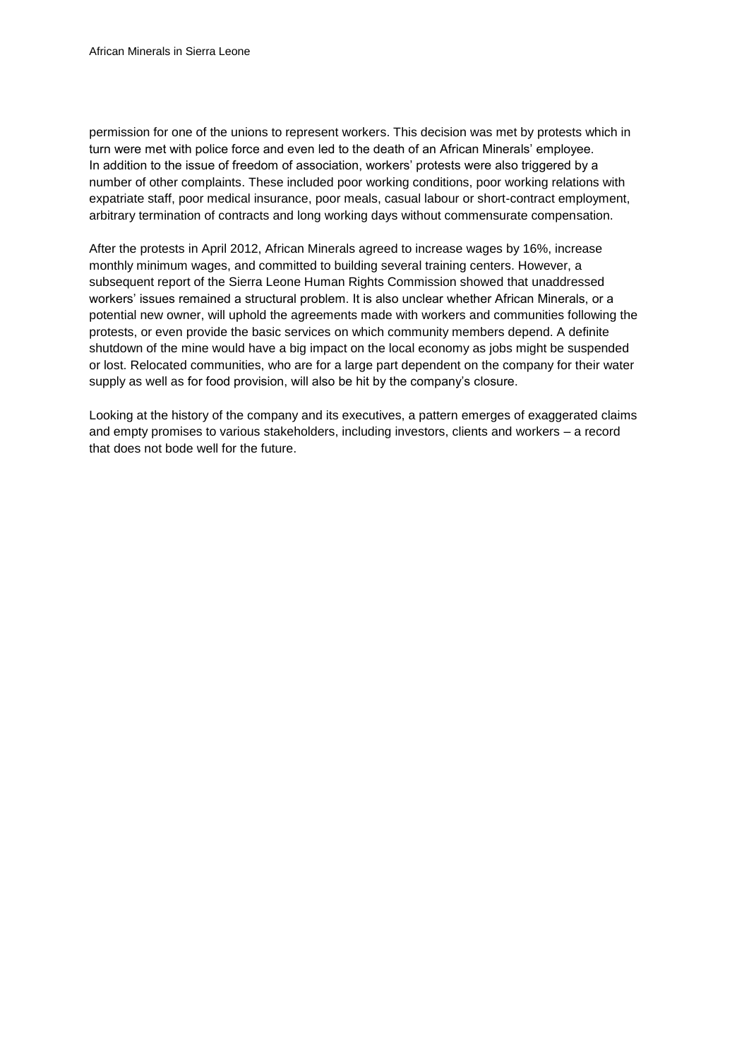permission for one of the unions to represent workers. This decision was met by protests which in turn were met with police force and even led to the death of an African Minerals' employee. In addition to the issue of freedom of association, workers' protests were also triggered by a number of other complaints. These included poor working conditions, poor working relations with expatriate staff, poor medical insurance, poor meals, casual labour or short-contract employment, arbitrary termination of contracts and long working days without commensurate compensation.

After the protests in April 2012, African Minerals agreed to increase wages by 16%, increase monthly minimum wages, and committed to building several training centers. However, a subsequent report of the Sierra Leone Human Rights Commission showed that unaddressed workers' issues remained a structural problem. It is also unclear whether African Minerals, or a potential new owner, will uphold the agreements made with workers and communities following the protests, or even provide the basic services on which community members depend. A definite shutdown of the mine would have a big impact on the local economy as jobs might be suspended or lost. Relocated communities, who are for a large part dependent on the company for their water supply as well as for food provision, will also be hit by the company's closure.

Looking at the history of the company and its executives, a pattern emerges of exaggerated claims and empty promises to various stakeholders, including investors, clients and workers – a record that does not bode well for the future.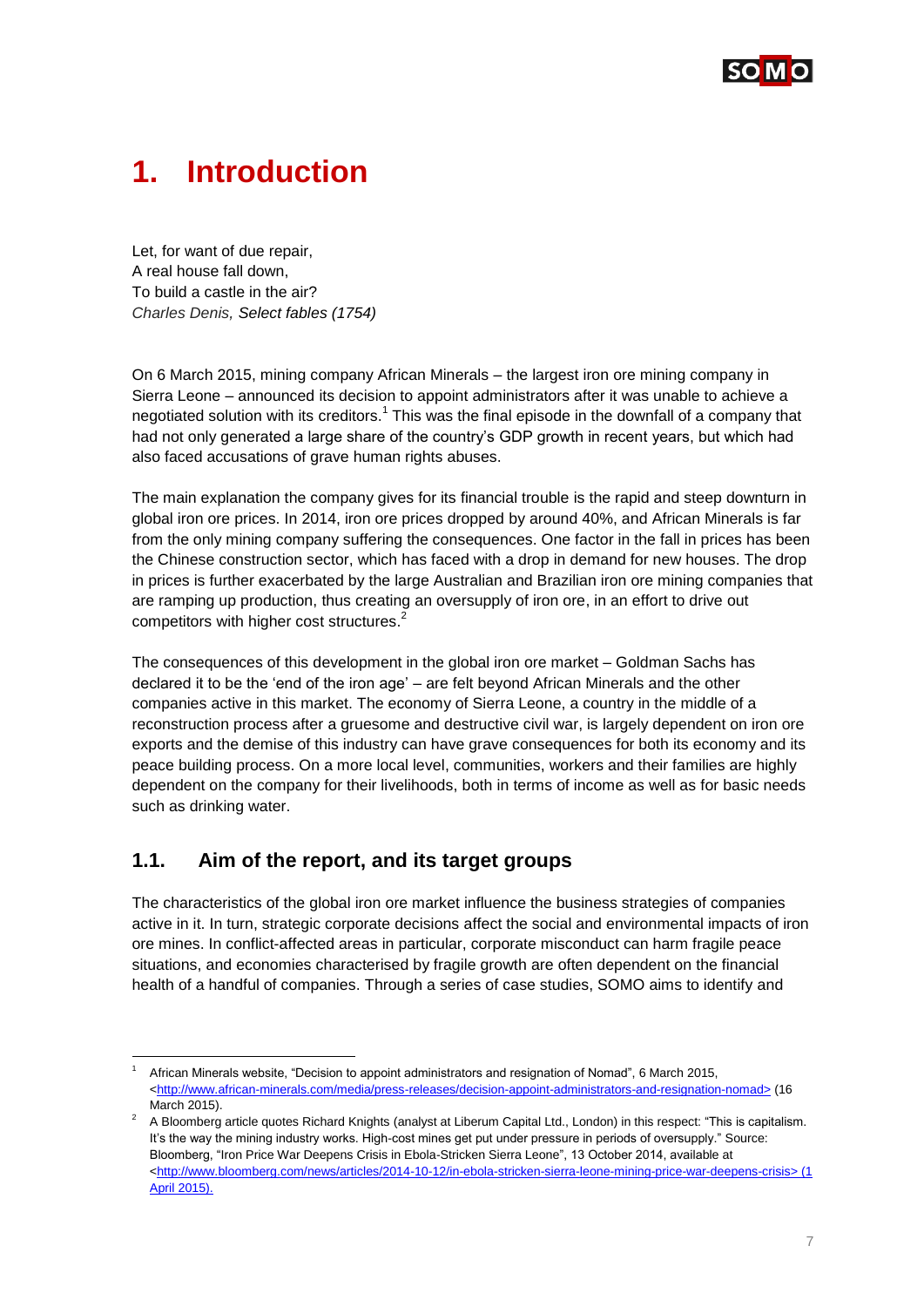# 1. Introduction

Let, for want of due repair,
A real house fall down,
To build a castle in the air?
*Charles Denis, Select fables (1754)*

On 6 March 2015, mining company African Minerals – the largest iron ore mining company in Sierra Leone – announced its decision to appoint administrators after it was unable to achieve a negotiated solution with its creditors.[1] This was the final episode in the downfall of a company that had not only generated a large share of the country's GDP growth in recent years, but which had also faced accusations of grave human rights abuses.

The main explanation the company gives for its financial trouble is the rapid and steep downturn in global iron ore prices. In 2014, iron ore prices dropped by around 40%, and African Minerals is far from the only mining company suffering the consequences. One factor in the fall in prices has been the Chinese construction sector, which has faced with a drop in demand for new houses. The drop in prices is further exacerbated by the large Australian and Brazilian iron ore mining companies that are ramping up production, thus creating an oversupply of iron ore, in an effort to drive out competitors with higher cost structures.[2]

The consequences of this development in the global iron ore market – Goldman Sachs has declared it to be the 'end of the iron age' – are felt beyond African Minerals and the other companies active in this market. The economy of Sierra Leone, a country in the middle of a reconstruction process after a gruesome and destructive civil war, is largely dependent on iron ore exports and the demise of this industry can have grave consequences for both its economy and its peace building process. On a more local level, communities, workers and their families are highly dependent on the company for their livelihoods, both in terms of income as well as for basic needs such as drinking water.

## 1.1. Aim of the report, and its target groups

The characteristics of the global iron ore market influence the business strategies of companies active in it. In turn, strategic corporate decisions affect the social and environmental impacts of iron ore mines. In conflict-affected areas in particular, corporate misconduct can harm fragile peace situations, and economies characterised by fragile growth are often dependent on the financial health of a handful of companies. Through a series of case studies, SOMO aims to identify and

---

[1] African Minerals website, "Decision to appoint administrators and resignation of Nomad", 6 March 2015, <http://www.african-minerals.com/media/press-releases/decision-appoint-administrators-and-resignation-nomad> (16 March 2015).

[2] A Bloomberg article quotes Richard Knights (analyst at Liberum Capital Ltd., London) in this respect: "This is capitalism. It's the way the mining industry works. High-cost mines get put under pressure in periods of oversupply." Source: Bloomberg, "Iron Price War Deepens Crisis in Ebola-Stricken Sierra Leone", 13 October 2014, available at <http://www.bloomberg.com/news/articles/2014-10-12/in-ebola-stricken-sierra-leone-mining-price-war-deepens-crisis> (1 April 2015).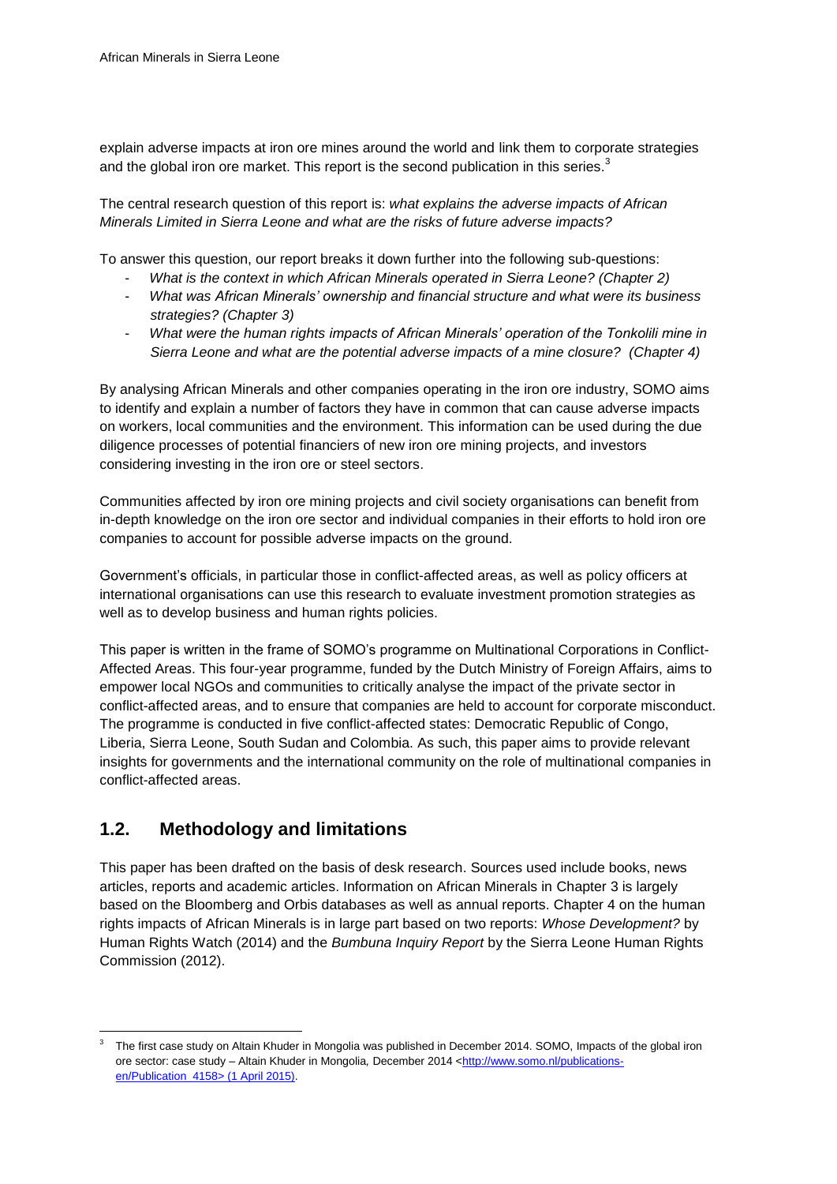explain adverse impacts at iron ore mines around the world and link them to corporate strategies and the global iron ore market. This report is the second publication in this series.[3]

The central research question of this report is: *what explains the adverse impacts of African Minerals Limited in Sierra Leone and what are the risks of future adverse impacts?*

To answer this question, our report breaks it down further into the following sub-questions:

- *What is the context in which African Minerals operated in Sierra Leone? (Chapter 2)*
- *What was African Minerals' ownership and financial structure and what were its business strategies? (Chapter 3)*
- *What were the human rights impacts of African Minerals' operation of the Tonkolili mine in Sierra Leone and what are the potential adverse impacts of a mine closure? (Chapter 4)*

By analysing African Minerals and other companies operating in the iron ore industry, SOMO aims to identify and explain a number of factors they have in common that can cause adverse impacts on workers, local communities and the environment. This information can be used during the due diligence processes of potential financiers of new iron ore mining projects, and investors considering investing in the iron ore or steel sectors.

Communities affected by iron ore mining projects and civil society organisations can benefit from in-depth knowledge on the iron ore sector and individual companies in their efforts to hold iron ore companies to account for possible adverse impacts on the ground.

Government's officials, in particular those in conflict-affected areas, as well as policy officers at international organisations can use this research to evaluate investment promotion strategies as well as to develop business and human rights policies.

This paper is written in the frame of SOMO's programme on Multinational Corporations in Conflict-Affected Areas. This four-year programme, funded by the Dutch Ministry of Foreign Affairs, aims to empower local NGOs and communities to critically analyse the impact of the private sector in conflict-affected areas, and to ensure that companies are held to account for corporate misconduct. The programme is conducted in five conflict-affected states: Democratic Republic of Congo, Liberia, Sierra Leone, South Sudan and Colombia. As such, this paper aims to provide relevant insights for governments and the international community on the role of multinational companies in conflict-affected areas.

## 1.2. Methodology and limitations

This paper has been drafted on the basis of desk research. Sources used include books, news articles, reports and academic articles. Information on African Minerals in Chapter 3 is largely based on the Bloomberg and Orbis databases as well as annual reports. Chapter 4 on the human rights impacts of African Minerals is in large part based on two reports: *Whose Development?* by Human Rights Watch (2014) and the *Bumbuna Inquiry Report* by the Sierra Leone Human Rights Commission (2012).

---

[3] The first case study on Altain Khuder in Mongolia was published in December 2014. SOMO, Impacts of the global iron ore sector: case study – Altain Khuder in Mongolia*,* December 2014 <http://www.somo.nl/publications-en/Publication_4158> (1 April 2015).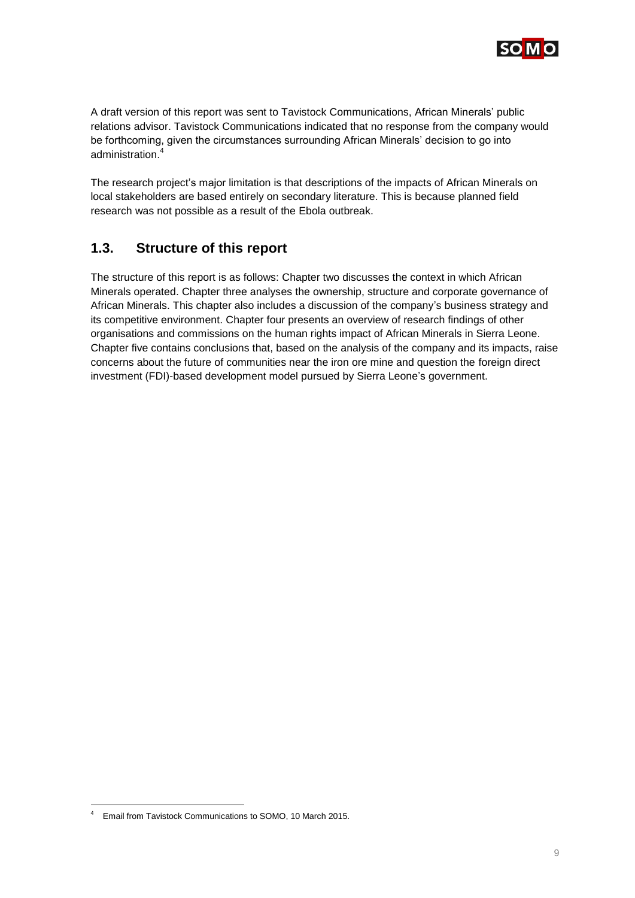A draft version of this report was sent to Tavistock Communications, African Minerals' public relations advisor. Tavistock Communications indicated that no response from the company would be forthcoming, given the circumstances surrounding African Minerals' decision to go into administration.[4]

The research project's major limitation is that descriptions of the impacts of African Minerals on local stakeholders are based entirely on secondary literature. This is because planned field research was not possible as a result of the Ebola outbreak.

## 1.3. Structure of this report

The structure of this report is as follows: Chapter two discusses the context in which African Minerals operated. Chapter three analyses the ownership, structure and corporate governance of African Minerals. This chapter also includes a discussion of the company's business strategy and its competitive environment. Chapter four presents an overview of research findings of other organisations and commissions on the human rights impact of African Minerals in Sierra Leone. Chapter five contains conclusions that, based on the analysis of the company and its impacts, raise concerns about the future of communities near the iron ore mine and question the foreign direct investment (FDI)-based development model pursued by Sierra Leone's government.

---

[4] Email from Tavistock Communications to SOMO, 10 March 2015.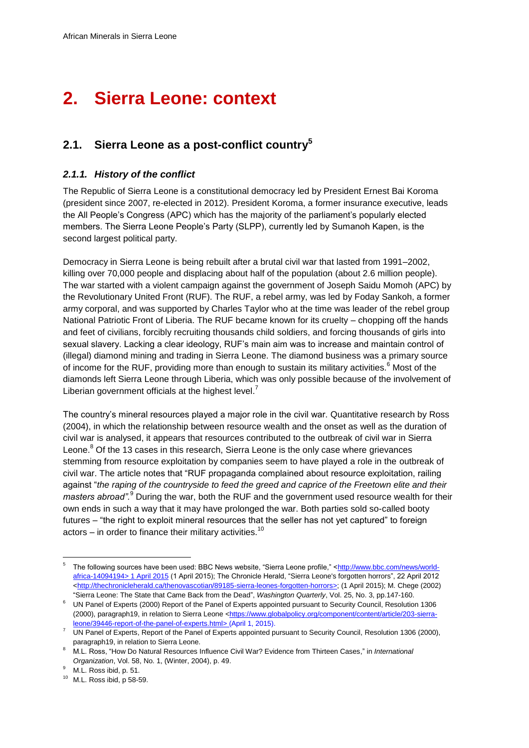# 2. Sierra Leone: context

## 2.1. Sierra Leone as a post-conflict country[5]

### *2.1.1. History of the conflict*

The Republic of Sierra Leone is a constitutional democracy led by President Ernest Bai Koroma (president since 2007, re-elected in 2012). President Koroma, a former insurance executive, leads the All People's Congress (APC) which has the majority of the parliament's popularly elected members. The Sierra Leone People's Party (SLPP), currently led by Sumanoh Kapen, is the second largest political party.

Democracy in Sierra Leone is being rebuilt after a brutal civil war that lasted from 1991–2002, killing over 70,000 people and displacing about half of the population (about 2.6 million people). The war started with a violent campaign against the government of Joseph Saidu Momoh (APC) by the Revolutionary United Front (RUF). The RUF, a rebel army, was led by Foday Sankoh, a former army corporal, and was supported by Charles Taylor who at the time was leader of the rebel group National Patriotic Front of Liberia. The RUF became known for its cruelty – chopping off the hands and feet of civilians, forcibly recruiting thousands child soldiers, and forcing thousands of girls into sexual slavery. Lacking a clear ideology, RUF's main aim was to increase and maintain control of (illegal) diamond mining and trading in Sierra Leone. The diamond business was a primary source of income for the RUF, providing more than enough to sustain its military activities.[6] Most of the diamonds left Sierra Leone through Liberia, which was only possible because of the involvement of Liberian government officials at the highest level.[7]

The country's mineral resources played a major role in the civil war. Quantitative research by Ross (2004), in which the relationship between resource wealth and the onset as well as the duration of civil war is analysed, it appears that resources contributed to the outbreak of civil war in Sierra Leone.[8] Of the 13 cases in this research, Sierra Leone is the only case where grievances stemming from resource exploitation by companies seem to have played a role in the outbreak of civil war. The article notes that "RUF propaganda complained about resource exploitation, railing against "*the raping of the countryside to feed the greed and caprice of the Freetown elite and their masters abroad"*.[9] During the war, both the RUF and the government used resource wealth for their own ends in such a way that it may have prolonged the war. Both parties sold so-called booty futures – "the right to exploit mineral resources that the seller has not yet captured" to foreign actors – in order to finance their military activities.[10]

---

[5] The following sources have been used: BBC News website, "Sierra Leone profile," <http://www.bbc.com/news/world-africa-14094194> 1 April 2015 (1 April 2015); The Chronicle Herald, "Sierra Leone's forgotten horrors", 22 April 2012 <http://thechronicleherald.ca/thenovascotian/89185-sierra-leones-forgotten-horrors>; (1 April 2015); M. Chege (2002) "Sierra Leone: The State that Came Back from the Dead", *Washington Quarterly*, Vol. 25, No. 3, pp.147-160.

[6] UN Panel of Experts (2000) Report of the Panel of Experts appointed pursuant to Security Council, Resolution 1306 (2000), paragraph19, in relation to Sierra Leone <https://www.globalpolicy.org/component/content/article/203-sierra-leone/39446-report-of-the-panel-of-experts.html> (April 1, 2015).

[7] UN Panel of Experts, Report of the Panel of Experts appointed pursuant to Security Council, Resolution 1306 (2000), paragraph19, in relation to Sierra Leone.

[8] M.L. Ross, "How Do Natural Resources Influence Civil War? Evidence from Thirteen Cases," in *International Organization*, Vol. 58, No. 1, (Winter, 2004), p. 49.

[9] M.L. Ross ibid, p. 51.

[10] M.L. Ross ibid, p 58-59.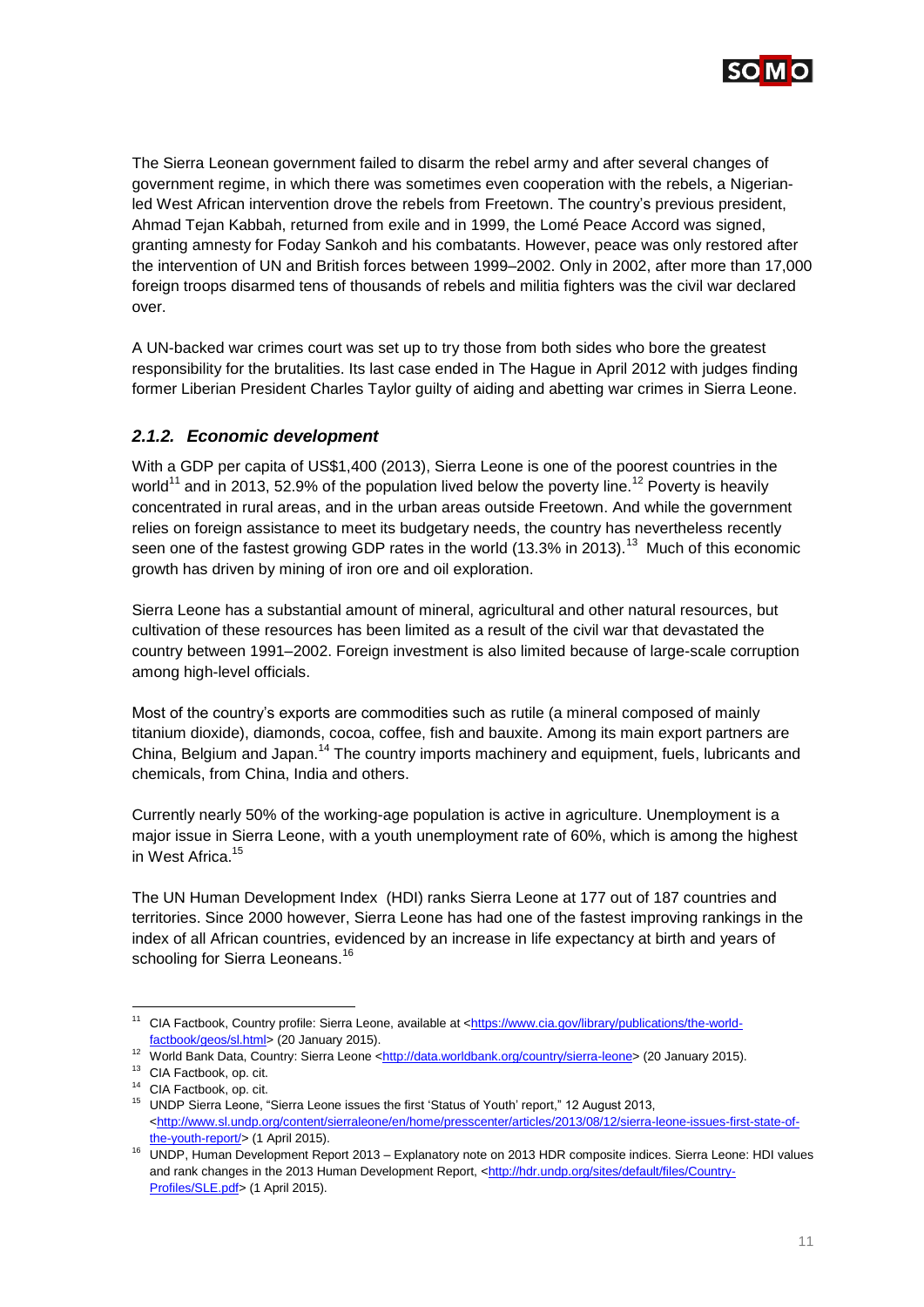The Sierra Leonean government failed to disarm the rebel army and after several changes of government regime, in which there was sometimes even cooperation with the rebels, a Nigerian-led West African intervention drove the rebels from Freetown. The country's previous president, Ahmad Tejan Kabbah, returned from exile and in 1999, the Lomé Peace Accord was signed, granting amnesty for Foday Sankoh and his combatants. However, peace was only restored after the intervention of UN and British forces between 1999–2002. Only in 2002, after more than 17,000 foreign troops disarmed tens of thousands of rebels and militia fighters was the civil war declared over.

A UN-backed war crimes court was set up to try those from both sides who bore the greatest responsibility for the brutalities. Its last case ended in The Hague in April 2012 with judges finding former Liberian President Charles Taylor guilty of aiding and abetting war crimes in Sierra Leone.

### *2.1.2. Economic development*

With a GDP per capita of US$1,400 (2013), Sierra Leone is one of the poorest countries in the world[11] and in 2013, 52.9% of the population lived below the poverty line.[12] Poverty is heavily concentrated in rural areas, and in the urban areas outside Freetown. And while the government relies on foreign assistance to meet its budgetary needs, the country has nevertheless recently seen one of the fastest growing GDP rates in the world (13.3% in 2013).[13] Much of this economic growth has driven by mining of iron ore and oil exploration.

Sierra Leone has a substantial amount of mineral, agricultural and other natural resources, but cultivation of these resources has been limited as a result of the civil war that devastated the country between 1991–2002. Foreign investment is also limited because of large-scale corruption among high-level officials.

Most of the country's exports are commodities such as rutile (a mineral composed of mainly titanium dioxide), diamonds, cocoa, coffee, fish and bauxite. Among its main export partners are China, Belgium and Japan.[14] The country imports machinery and equipment, fuels, lubricants and chemicals, from China, India and others.

Currently nearly 50% of the working-age population is active in agriculture. Unemployment is a major issue in Sierra Leone, with a youth unemployment rate of 60%, which is among the highest in West Africa.[15]

The UN Human Development Index (HDI) ranks Sierra Leone at 177 out of 187 countries and territories. Since 2000 however, Sierra Leone has had one of the fastest improving rankings in the index of all African countries, evidenced by an increase in life expectancy at birth and years of schooling for Sierra Leoneans.[16]

---

[11] CIA Factbook, Country profile: Sierra Leone, available at <https://www.cia.gov/library/publications/the-world-factbook/geos/sl.html> (20 January 2015).

[12] World Bank Data, Country: Sierra Leone <http://data.worldbank.org/country/sierra-leone> (20 January 2015).

[13] CIA Factbook, op. cit.

[14] CIA Factbook, op. cit.

[15] UNDP Sierra Leone, "Sierra Leone issues the first 'Status of Youth' report," 12 August 2013, <http://www.sl.undp.org/content/sierraleone/en/home/presscenter/articles/2013/08/12/sierra-leone-issues-first-state-of-the-youth-report/> (1 April 2015).

[16] UNDP, Human Development Report 2013 – Explanatory note on 2013 HDR composite indices. Sierra Leone: HDI values and rank changes in the 2013 Human Development Report, <http://hdr.undp.org/sites/default/files/Country-Profiles/SLE.pdf> (1 April 2015).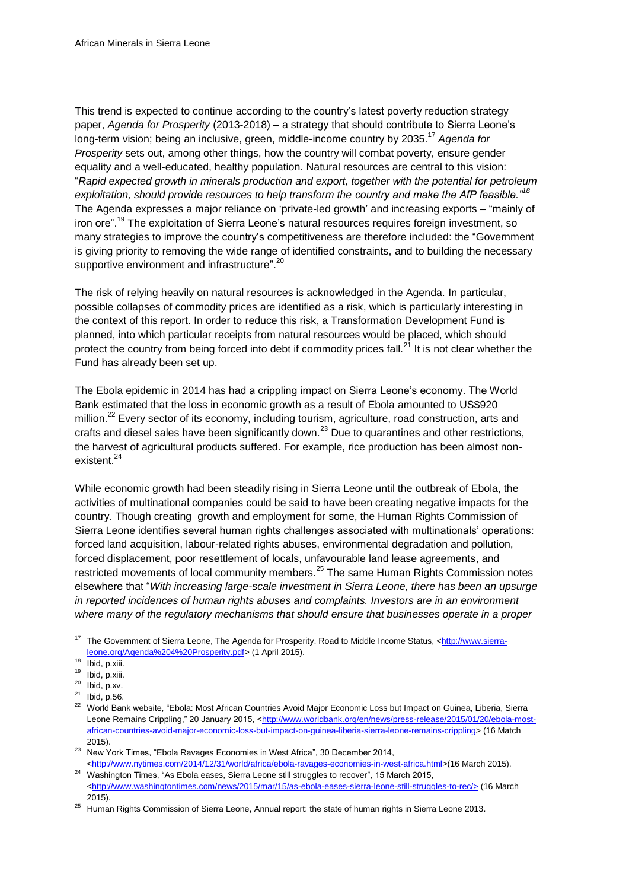This trend is expected to continue according to the country's latest poverty reduction strategy paper, *Agenda for Prosperity* (2013-2018) – a strategy that should contribute to Sierra Leone's long-term vision; being an inclusive, green, middle-income country by 2035.[17] *Agenda for Prosperity* sets out, among other things, how the country will combat poverty, ensure gender equality and a well-educated, healthy population. Natural resources are central to this vision: "*Rapid expected growth in minerals production and export, together with the potential for petroleum exploitation, should provide resources to help transform the country and make the AfP feasible.*"[18] The Agenda expresses a major reliance on 'private-led growth' and increasing exports – "mainly of iron ore".[19] The exploitation of Sierra Leone's natural resources requires foreign investment, so many strategies to improve the country's competitiveness are therefore included: the "Government is giving priority to removing the wide range of identified constraints, and to building the necessary supportive environment and infrastructure".[20]

The risk of relying heavily on natural resources is acknowledged in the Agenda. In particular, possible collapses of commodity prices are identified as a risk, which is particularly interesting in the context of this report. In order to reduce this risk, a Transformation Development Fund is planned, into which particular receipts from natural resources would be placed, which should protect the country from being forced into debt if commodity prices fall.[21] It is not clear whether the Fund has already been set up.

The Ebola epidemic in 2014 has had a crippling impact on Sierra Leone's economy. The World Bank estimated that the loss in economic growth as a result of Ebola amounted to US$920 million.[22] Every sector of its economy, including tourism, agriculture, road construction, arts and crafts and diesel sales have been significantly down.[23] Due to quarantines and other restrictions, the harvest of agricultural products suffered. For example, rice production has been almost non-existent.[24]

While economic growth had been steadily rising in Sierra Leone until the outbreak of Ebola, the activities of multinational companies could be said to have been creating negative impacts for the country. Though creating growth and employment for some, the Human Rights Commission of Sierra Leone identifies several human rights challenges associated with multinationals' operations: forced land acquisition, labour-related rights abuses, environmental degradation and pollution, forced displacement, poor resettlement of locals, unfavourable land lease agreements, and restricted movements of local community members.[25] The same Human Rights Commission notes elsewhere that "*With increasing large-scale investment in Sierra Leone, there has been an upsurge in reported incidences of human rights abuses and complaints. Investors are in an environment where many of the regulatory mechanisms that should ensure that businesses operate in a proper*

---

[17] The Government of Sierra Leone, The Agenda for Prosperity. Road to Middle Income Status, <http://www.sierra-leone.org/Agenda%204%20Prosperity.pdf> (1 April 2015).

[18] Ibid, p.xiii.

[19] Ibid, p.xiii.

[20] Ibid, p.xv.

[21] Ibid, p.56.

[22] World Bank website, "Ebola: Most African Countries Avoid Major Economic Loss but Impact on Guinea, Liberia, Sierra Leone Remains Crippling," 20 January 2015, <http://www.worldbank.org/en/news/press-release/2015/01/20/ebola-most-african-countries-avoid-major-economic-loss-but-impact-on-guinea-liberia-sierra-leone-remains-crippling> (16 Match 2015).

[23] New York Times, "Ebola Ravages Economies in West Africa", 30 December 2014, <http://www.nytimes.com/2014/12/31/world/africa/ebola-ravages-economies-in-west-africa.html>(16 March 2015).

[24] Washington Times, "As Ebola eases, Sierra Leone still struggles to recover", 15 March 2015, <http://www.washingtontimes.com/news/2015/mar/15/as-ebola-eases-sierra-leone-still-struggles-to-rec/> (16 March 2015).

[25] Human Rights Commission of Sierra Leone, Annual report: the state of human rights in Sierra Leone 2013.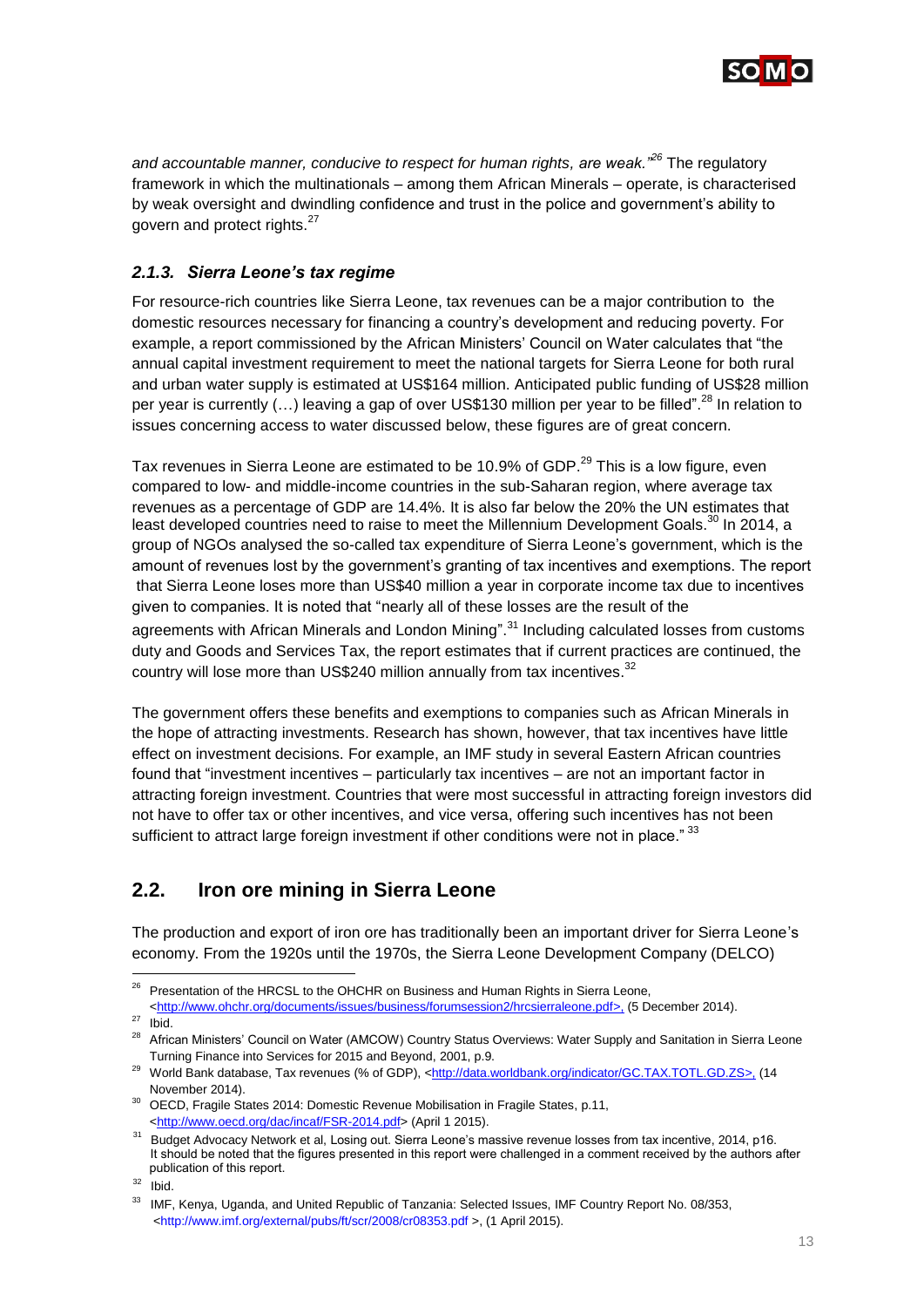*and accountable manner, conducive to respect for human rights, are weak."*[26] The regulatory framework in which the multinationals – among them African Minerals – operate, is characterised by weak oversight and dwindling confidence and trust in the police and government's ability to govern and protect rights.[27]

### *2.1.3. Sierra Leone's tax regime*

For resource-rich countries like Sierra Leone, tax revenues can be a major contribution to the domestic resources necessary for financing a country's development and reducing poverty. For example, a report commissioned by the African Ministers' Council on Water calculates that "the annual capital investment requirement to meet the national targets for Sierra Leone for both rural and urban water supply is estimated at US$164 million. Anticipated public funding of US$28 million per year is currently (…) leaving a gap of over US$130 million per year to be filled".[28] In relation to issues concerning access to water discussed below, these figures are of great concern.

Tax revenues in Sierra Leone are estimated to be 10.9% of GDP.[29] This is a low figure, even compared to low- and middle-income countries in the sub-Saharan region, where average tax revenues as a percentage of GDP are 14.4%. It is also far below the 20% the UN estimates that least developed countries need to raise to meet the Millennium Development Goals.[30] In 2014, a group of NGOs analysed the so-called tax expenditure of Sierra Leone's government, which is the amount of revenues lost by the government's granting of tax incentives and exemptions. The report that Sierra Leone loses more than US$40 million a year in corporate income tax due to incentives given to companies. It is noted that "nearly all of these losses are the result of the agreements with African Minerals and London Mining".[31] Including calculated losses from customs duty and Goods and Services Tax, the report estimates that if current practices are continued, the country will lose more than US$240 million annually from tax incentives.[32]

The government offers these benefits and exemptions to companies such as African Minerals in the hope of attracting investments. Research has shown, however, that tax incentives have little effect on investment decisions. For example, an IMF study in several Eastern African countries found that "investment incentives – particularly tax incentives – are not an important factor in attracting foreign investment. Countries that were most successful in attracting foreign investors did not have to offer tax or other incentives, and vice versa, offering such incentives has not been sufficient to attract large foreign investment if other conditions were not in place." [33]

## 2.2. Iron ore mining in Sierra Leone

The production and export of iron ore has traditionally been an important driver for Sierra Leone's economy. From the 1920s until the 1970s, the Sierra Leone Development Company (DELCO)

---

[26] Presentation of the HRCSL to the OHCHR on Business and Human Rights in Sierra Leone, <http://www.ohchr.org/documents/issues/business/forumsession2/hrcsierraleone.pdf>, (5 December 2014).

[27] Ibid.

[28] African Ministers' Council on Water (AMCOW) Country Status Overviews: Water Supply and Sanitation in Sierra Leone Turning Finance into Services for 2015 and Beyond, 2001, p.9.

[29] World Bank database, Tax revenues (% of GDP), <http://data.worldbank.org/indicator/GC.TAX.TOTL.GD.ZS>, (14 November 2014).

[30] OECD, Fragile States 2014: Domestic Revenue Mobilisation in Fragile States, p.11, <http://www.oecd.org/dac/incaf/FSR-2014.pdf> (April 1 2015).

[31] Budget Advocacy Network et al, Losing out. Sierra Leone's massive revenue losses from tax incentive, 2014, p16. It should be noted that the figures presented in this report were challenged in a comment received by the authors after publication of this report.

[32] Ibid.

[33] IMF, Kenya, Uganda, and United Republic of Tanzania: Selected Issues, IMF Country Report No. 08/353, <http://www.imf.org/external/pubs/ft/scr/2008/cr08353.pdf >, (1 April 2015).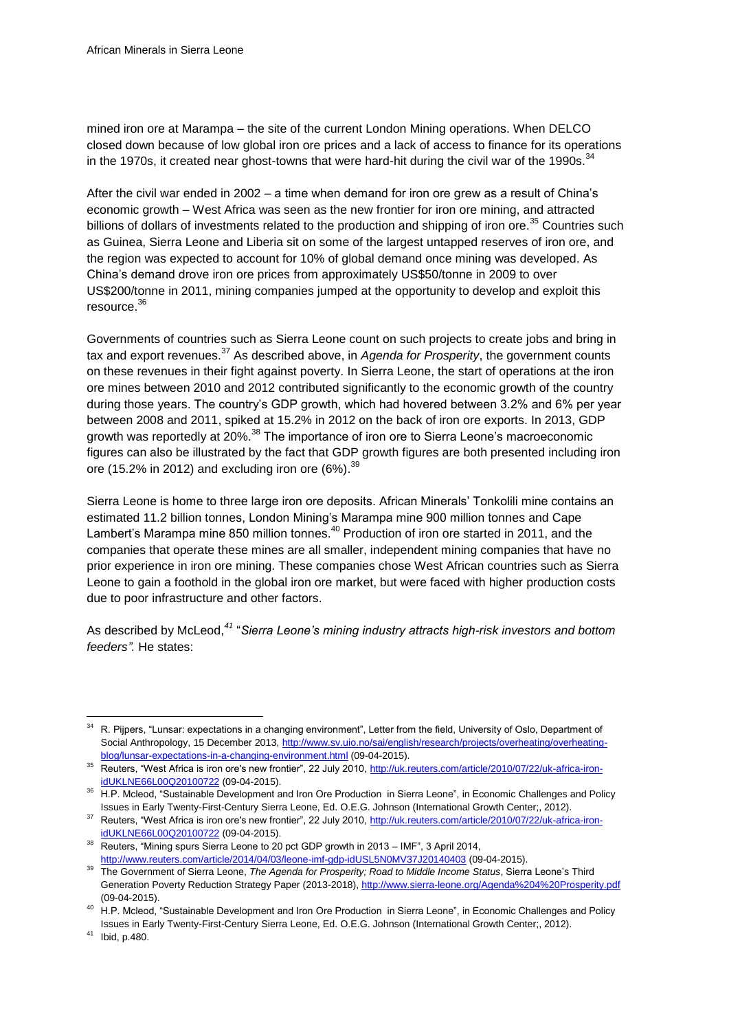mined iron ore at Marampa – the site of the current London Mining operations. When DELCO closed down because of low global iron ore prices and a lack of access to finance for its operations in the 1970s, it created near ghost-towns that were hard-hit during the civil war of the 1990s.[34]

After the civil war ended in 2002 – a time when demand for iron ore grew as a result of China's economic growth – West Africa was seen as the new frontier for iron ore mining, and attracted billions of dollars of investments related to the production and shipping of iron ore.[35] Countries such as Guinea, Sierra Leone and Liberia sit on some of the largest untapped reserves of iron ore, and the region was expected to account for 10% of global demand once mining was developed. As China's demand drove iron ore prices from approximately US$50/tonne in 2009 to over US$200/tonne in 2011, mining companies jumped at the opportunity to develop and exploit this resource.[36]

Governments of countries such as Sierra Leone count on such projects to create jobs and bring in tax and export revenues.[37] As described above, in *Agenda for Prosperity*, the government counts on these revenues in their fight against poverty. In Sierra Leone, the start of operations at the iron ore mines between 2010 and 2012 contributed significantly to the economic growth of the country during those years. The country's GDP growth, which had hovered between 3.2% and 6% per year between 2008 and 2011, spiked at 15.2% in 2012 on the back of iron ore exports. In 2013, GDP growth was reportedly at 20%.[38] The importance of iron ore to Sierra Leone's macroeconomic figures can also be illustrated by the fact that GDP growth figures are both presented including iron ore (15.2% in 2012) and excluding iron ore (6%).[39]

Sierra Leone is home to three large iron ore deposits. African Minerals' Tonkolili mine contains an estimated 11.2 billion tonnes, London Mining's Marampa mine 900 million tonnes and Cape Lambert's Marampa mine 850 million tonnes.[40] Production of iron ore started in 2011, and the companies that operate these mines are all smaller, independent mining companies that have no prior experience in iron ore mining. These companies chose West African countries such as Sierra Leone to gain a foothold in the global iron ore market, but were faced with higher production costs due to poor infrastructure and other factors.

As described by McLeod,[41] "*Sierra Leone's mining industry attracts high-risk investors and bottom feeders".* He states:

---

[34] R. Pijpers, "Lunsar: expectations in a changing environment", Letter from the field, University of Oslo, Department of Social Anthropology, 15 December 2013, http://www.sv.uio.no/sai/english/research/projects/overheating/overheating-blog/lunsar-expectations-in-a-changing-environment.html (09-04-2015).

[35] Reuters, "West Africa is iron ore's new frontier", 22 July 2010, http://uk.reuters.com/article/2010/07/22/uk-africa-iron-idUKLNE66L00Q20100722 (09-04-2015).

[36] H.P. Mcleod, "Sustainable Development and Iron Ore Production in Sierra Leone", in Economic Challenges and Policy Issues in Early Twenty-First-Century Sierra Leone, Ed. O.E.G. Johnson (International Growth Center;, 2012).

[37] Reuters, "West Africa is iron ore's new frontier", 22 July 2010, http://uk.reuters.com/article/2010/07/22/uk-africa-iron-idUKLNE66L00Q20100722 (09-04-2015).

[38] Reuters, "Mining spurs Sierra Leone to 20 pct GDP growth in 2013 – IMF", 3 April 2014, http://www.reuters.com/article/2014/04/03/leone-imf-gdp-idUSL5N0MV37J20140403 (09-04-2015).

[39] The Government of Sierra Leone, *The Agenda for Prosperity; Road to Middle Income Status*, Sierra Leone's Third Generation Poverty Reduction Strategy Paper (2013-2018), http://www.sierra-leone.org/Agenda%204%20Prosperity.pdf (09-04-2015).

[40] H.P. Mcleod, "Sustainable Development and Iron Ore Production in Sierra Leone", in Economic Challenges and Policy Issues in Early Twenty-First-Century Sierra Leone, Ed. O.E.G. Johnson (International Growth Center;, 2012).

[41] Ibid, p.480.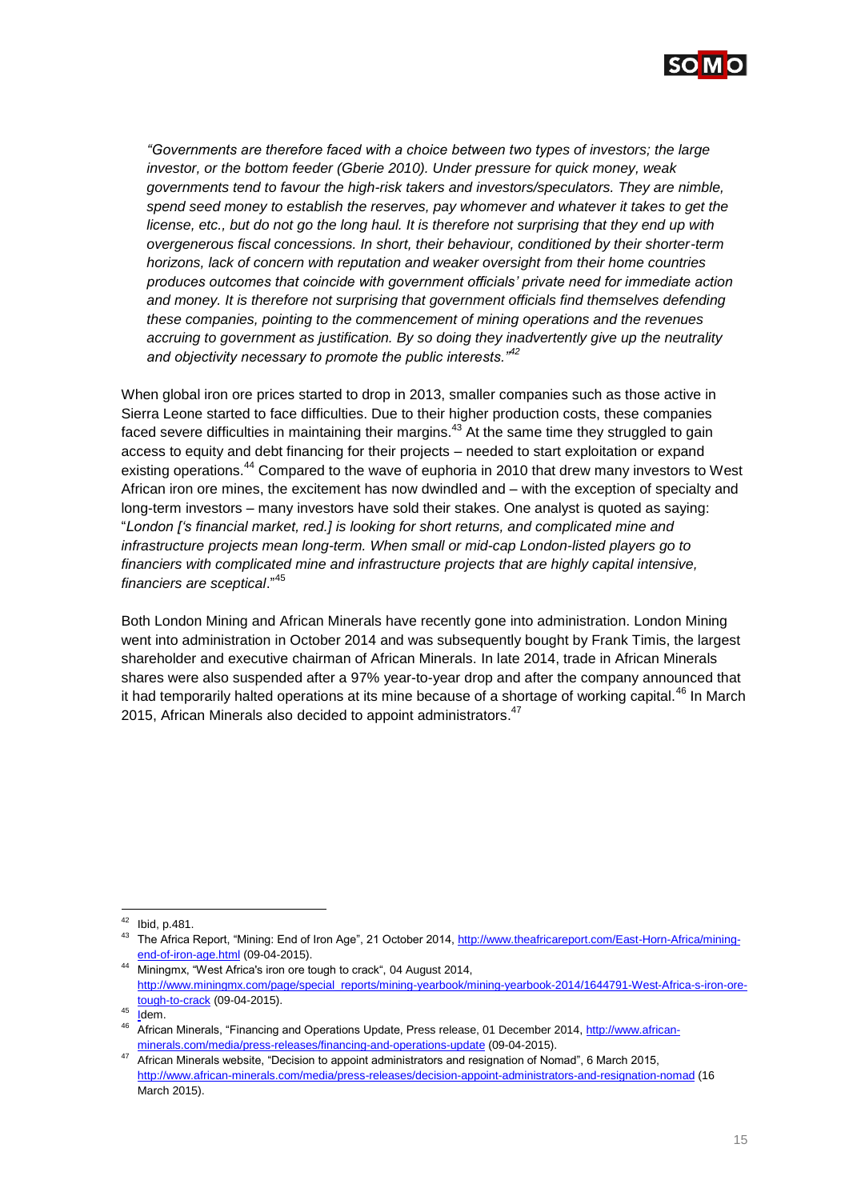*"Governments are therefore faced with a choice between two types of investors; the large investor, or the bottom feeder (Gberie 2010). Under pressure for quick money, weak governments tend to favour the high-risk takers and investors/speculators. They are nimble, spend seed money to establish the reserves, pay whomever and whatever it takes to get the license, etc., but do not go the long haul. It is therefore not surprising that they end up with overgenerous fiscal concessions. In short, their behaviour, conditioned by their shorter-term horizons, lack of concern with reputation and weaker oversight from their home countries produces outcomes that coincide with government officials' private need for immediate action and money. It is therefore not surprising that government officials find themselves defending these companies, pointing to the commencement of mining operations and the revenues accruing to government as justification. By so doing they inadvertently give up the neutrality and objectivity necessary to promote the public interests."*[42]

When global iron ore prices started to drop in 2013, smaller companies such as those active in Sierra Leone started to face difficulties. Due to their higher production costs, these companies faced severe difficulties in maintaining their margins.[43] At the same time they struggled to gain access to equity and debt financing for their projects – needed to start exploitation or expand existing operations.[44] Compared to the wave of euphoria in 2010 that drew many investors to West African iron ore mines, the excitement has now dwindled and – with the exception of specialty and long-term investors – many investors have sold their stakes. One analyst is quoted as saying: "*London ['s financial market, red.] is looking for short returns, and complicated mine and infrastructure projects mean long-term. When small or mid-cap London-listed players go to financiers with complicated mine and infrastructure projects that are highly capital intensive, financiers are sceptical*."[45]

Both London Mining and African Minerals have recently gone into administration. London Mining went into administration in October 2014 and was subsequently bought by Frank Timis, the largest shareholder and executive chairman of African Minerals. In late 2014, trade in African Minerals shares were also suspended after a 97% year-to-year drop and after the company announced that it had temporarily halted operations at its mine because of a shortage of working capital.[46] In March 2015, African Minerals also decided to appoint administrators.[47]

---

[42] Ibid, p.481.

[43] The Africa Report, "Mining: End of Iron Age", 21 October 2014, http://www.theafricareport.com/East-Horn-Africa/mining-end-of-iron-age.html (09-04-2015).

[44] Miningmx, "West Africa's iron ore tough to crack", 04 August 2014, http://www.miningmx.com/page/special_reports/mining-yearbook/mining-yearbook-2014/1644791-West-Africa-s-iron-ore-tough-to-crack (09-04-2015).

[45] Idem.

[46] African Minerals, "Financing and Operations Update, Press release, 01 December 2014, http://www.african-minerals.com/media/press-releases/financing-and-operations-update (09-04-2015).

[47] African Minerals website, "Decision to appoint administrators and resignation of Nomad", 6 March 2015, http://www.african-minerals.com/media/press-releases/decision-appoint-administrators-and-resignation-nomad (16 March 2015).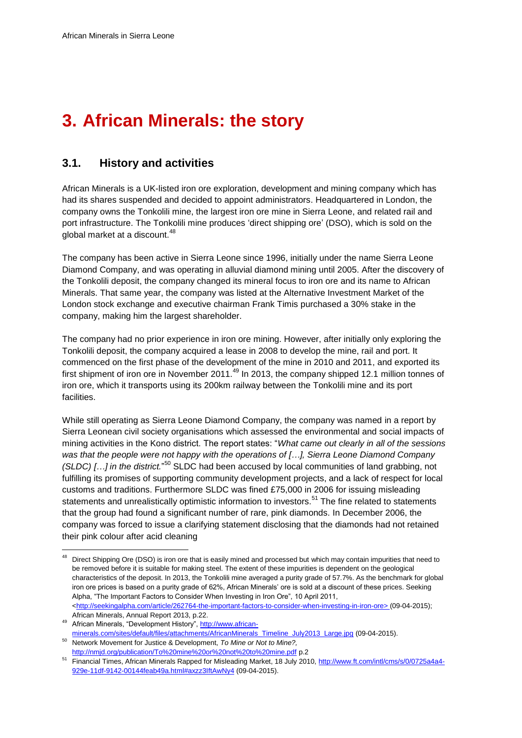# 3. African Minerals: the story

## 3.1. History and activities

African Minerals is a UK-listed iron ore exploration, development and mining company which has had its shares suspended and decided to appoint administrators. Headquartered in London, the company owns the Tonkolili mine, the largest iron ore mine in Sierra Leone, and related rail and port infrastructure. The Tonkolili mine produces 'direct shipping ore' (DSO), which is sold on the global market at a discount.[48]

The company has been active in Sierra Leone since 1996, initially under the name Sierra Leone Diamond Company, and was operating in alluvial diamond mining until 2005. After the discovery of the Tonkolili deposit, the company changed its mineral focus to iron ore and its name to African Minerals. That same year, the company was listed at the Alternative Investment Market of the London stock exchange and executive chairman Frank Timis purchased a 30% stake in the company, making him the largest shareholder.

The company had no prior experience in iron ore mining. However, after initially only exploring the Tonkolili deposit, the company acquired a lease in 2008 to develop the mine, rail and port. It commenced on the first phase of the development of the mine in 2010 and 2011, and exported its first shipment of iron ore in November 2011.[49] In 2013, the company shipped 12.1 million tonnes of iron ore, which it transports using its 200km railway between the Tonkolili mine and its port facilities.

While still operating as Sierra Leone Diamond Company, the company was named in a report by Sierra Leonean civil society organisations which assessed the environmental and social impacts of mining activities in the Kono district. The report states: "*What came out clearly in all of the sessions was that the people were not happy with the operations of […], Sierra Leone Diamond Company (SLDC) […] in the district.*"[50] SLDC had been accused by local communities of land grabbing, not fulfilling its promises of supporting community development projects, and a lack of respect for local customs and traditions. Furthermore SLDC was fined £75,000 in 2006 for issuing misleading statements and unrealistically optimistic information to investors.[51] The fine related to statements that the group had found a significant number of rare, pink diamonds. In December 2006, the company was forced to issue a clarifying statement disclosing that the diamonds had not retained their pink colour after acid cleaning

---

[48] Direct Shipping Ore (DSO) is iron ore that is easily mined and processed but which may contain impurities that need to be removed before it is suitable for making steel. The extent of these impurities is dependent on the geological characteristics of the deposit. In 2013, the Tonkolili mine averaged a purity grade of 57.7%. As the benchmark for global iron ore prices is based on a purity grade of 62%, African Minerals' ore is sold at a discount of these prices. Seeking Alpha, "The Important Factors to Consider When Investing in Iron Ore", 10 April 2011, <http://seekingalpha.com/article/262764-the-important-factors-to-consider-when-investing-in-iron-ore> (09-04-2015); African Minerals, Annual Report 2013, p.22.

[49] African Minerals, "Development History", http://www.african-minerals.com/sites/default/files/attachments/AfricanMinerals_Timeline_July2013_Large.jpg (09-04-2015).

[50] Network Movement for Justice & Development, *To Mine or Not to Mine?*, http://nmjd.org/publication/To%20mine%20or%20not%20to%20mine.pdf p.2

[51] Financial Times, African Minerals Rapped for Misleading Market, 18 July 2010, http://www.ft.com/intl/cms/s/0/0725a4a4-929e-11df-9142-00144feab49a.html#axzz3IftAwNy4 (09-04-2015).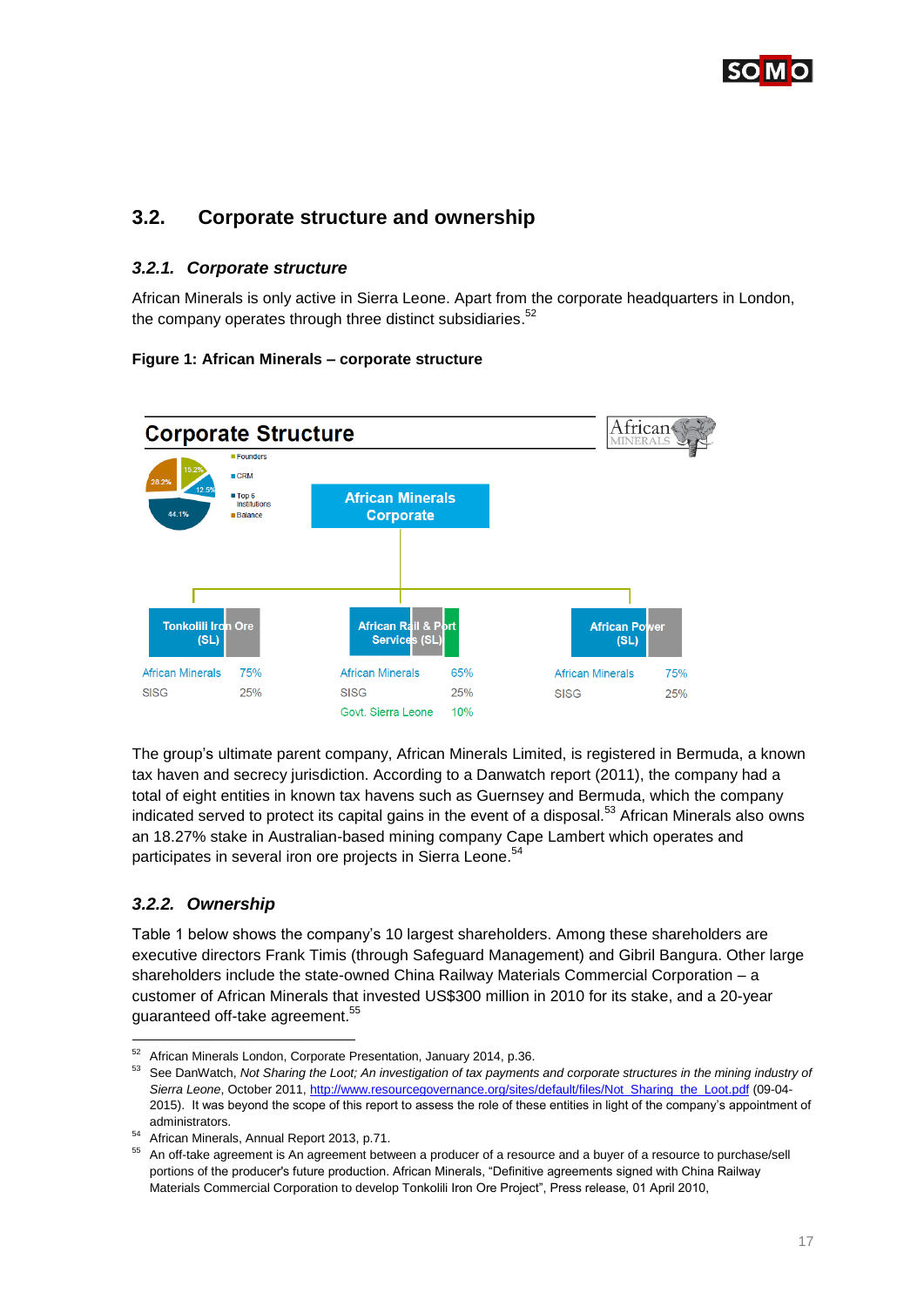## 3.2. Corporate structure and ownership

### *3.2.1. Corporate structure*

African Minerals is only active in Sierra Leone. Apart from the corporate headquarters in London, the company operates through three distinct subsidiaries.[52]

**Figure 1: African Minerals – corporate structure**

Corporate Structure

Founders 28.2%, CRM 15.2%, Top 5 Institutions 12.5%, Balance 44.1%

African Minerals Corporate

| Tonkolili Iron Ore (SL) | | African Rail & Port Services (SL) | | African Power (SL) | |
|---|---|---|---|---|---|
| African Minerals | 75% | African Minerals | 65% | African Minerals | 75% |
| SISG | 25% | SISG | 25% | SISG | 25% |
| | | Govt. Sierra Leone | 10% | | |

The group's ultimate parent company, African Minerals Limited, is registered in Bermuda, a known tax haven and secrecy jurisdiction. According to a Danwatch report (2011), the company had a total of eight entities in known tax havens such as Guernsey and Bermuda, which the company indicated served to protect its capital gains in the event of a disposal.[53] African Minerals also owns an 18.27% stake in Australian-based mining company Cape Lambert which operates and participates in several iron ore projects in Sierra Leone.[54]

### *3.2.2. Ownership*

Table 1 below shows the company's 10 largest shareholders. Among these shareholders are executive directors Frank Timis (through Safeguard Management) and Gibril Bangura. Other large shareholders include the state-owned China Railway Materials Commercial Corporation – a customer of African Minerals that invested US$300 million in 2010 for its stake, and a 20-year guaranteed off-take agreement.[55]

---

[52] African Minerals London, Corporate Presentation, January 2014, p.36.

[53] See DanWatch, *Not Sharing the Loot; An investigation of tax payments and corporate structures in the mining industry of Sierra Leone*, October 2011, http://www.resourcegovernance.org/sites/default/files/Not_Sharing_the_Loot.pdf (09-04-2015). It was beyond the scope of this report to assess the role of these entities in light of the company's appointment of administrators.

[54] African Minerals, Annual Report 2013, p.71.

[55] An off-take agreement is An agreement between a producer of a resource and a buyer of a resource to purchase/sell portions of the producer's future production. African Minerals, "Definitive agreements signed with China Railway Materials Commercial Corporation to develop Tonkolili Iron Ore Project", Press release, 01 April 2010,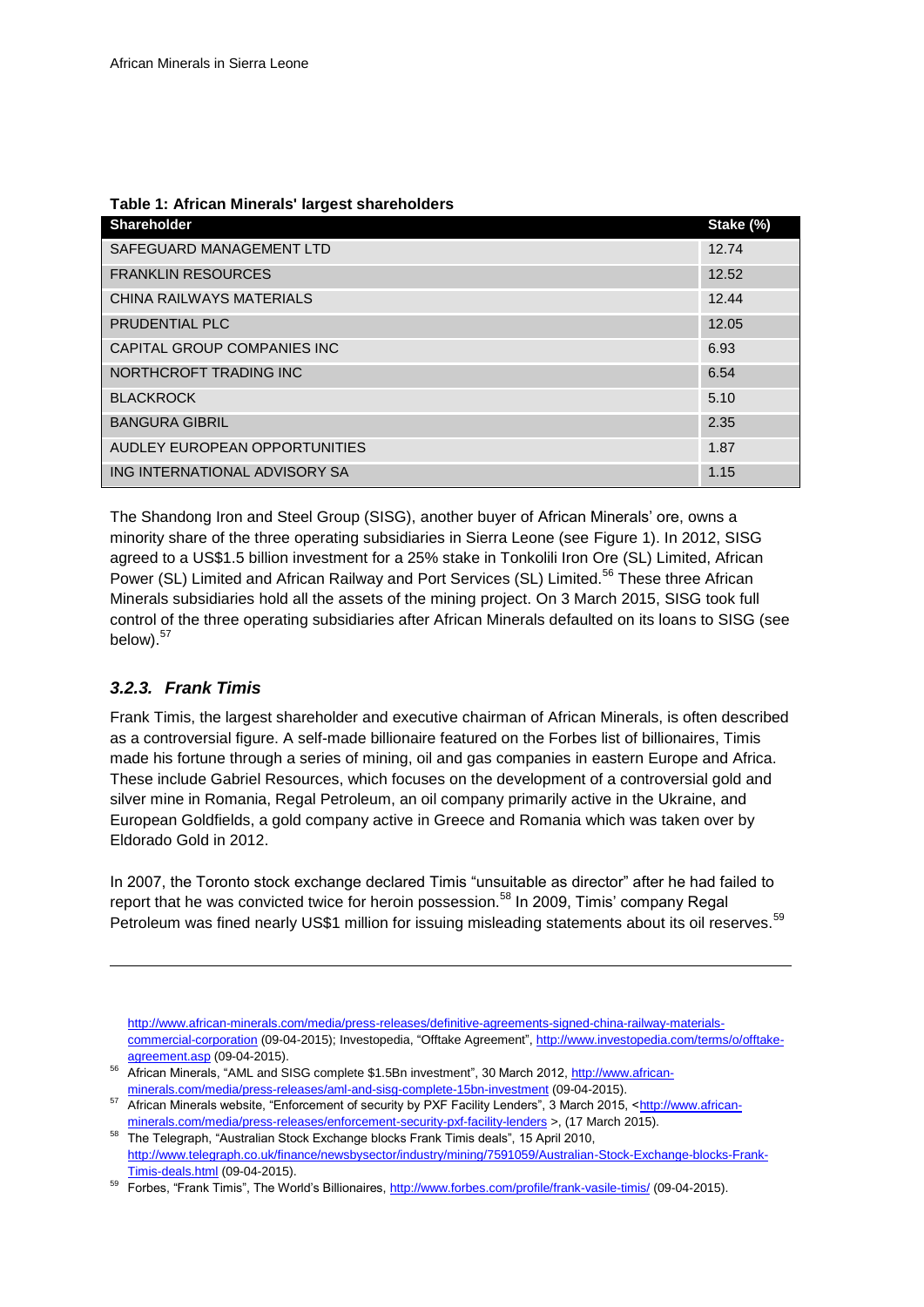**Table 1: African Minerals' largest shareholders**

| Shareholder | Stake (%) |
|---|---|
| SAFEGUARD MANAGEMENT LTD | 12.74 |
| FRANKLIN RESOURCES | 12.52 |
| CHINA RAILWAYS MATERIALS | 12.44 |
| PRUDENTIAL PLC | 12.05 |
| CAPITAL GROUP COMPANIES INC | 6.93 |
| NORTHCROFT TRADING INC | 6.54 |
| BLACKROCK | 5.10 |
| BANGURA GIBRIL | 2.35 |
| AUDLEY EUROPEAN OPPORTUNITIES | 1.87 |
| ING INTERNATIONAL ADVISORY SA | 1.15 |

The Shandong Iron and Steel Group (SISG), another buyer of African Minerals' ore, owns a minority share of the three operating subsidiaries in Sierra Leone (see Figure 1). In 2012, SISG agreed to a US$1.5 billion investment for a 25% stake in Tonkolili Iron Ore (SL) Limited, African Power (SL) Limited and African Railway and Port Services (SL) Limited.[56] These three African Minerals subsidiaries hold all the assets of the mining project. On 3 March 2015, SISG took full control of the three operating subsidiaries after African Minerals defaulted on its loans to SISG (see below).[57]

### *3.2.3. Frank Timis*

Frank Timis, the largest shareholder and executive chairman of African Minerals, is often described as a controversial figure. A self-made billionaire featured on the Forbes list of billionaires, Timis made his fortune through a series of mining, oil and gas companies in eastern Europe and Africa. These include Gabriel Resources, which focuses on the development of a controversial gold and silver mine in Romania, Regal Petroleum, an oil company primarily active in the Ukraine, and European Goldfields, a gold company active in Greece and Romania which was taken over by Eldorado Gold in 2012.

In 2007, the Toronto stock exchange declared Timis "unsuitable as director" after he had failed to report that he was convicted twice for heroin possession.[58] In 2009, Timis' company Regal Petroleum was fined nearly US$1 million for issuing misleading statements about its oil reserves.[59]

---

http://www.african-minerals.com/media/press-releases/definitive-agreements-signed-china-railway-materials-commercial-corporation (09-04-2015); Investopedia, "Offtake Agreement", http://www.investopedia.com/terms/o/offtake-agreement.asp (09-04-2015).

[56] African Minerals, "AML and SISG complete $1.5Bn investment", 30 March 2012, http://www.african-minerals.com/media/press-releases/aml-and-sisg-complete-15bn-investment (09-04-2015).

[57] African Minerals website, "Enforcement of security by PXF Facility Lenders", 3 March 2015, <http://www.african-minerals.com/media/press-releases/enforcement-security-pxf-facility-lenders >, (17 March 2015).

[58] The Telegraph, "Australian Stock Exchange blocks Frank Timis deals", 15 April 2010, http://www.telegraph.co.uk/finance/newsbysector/industry/mining/7591059/Australian-Stock-Exchange-blocks-Frank-Timis-deals.html (09-04-2015).

[59] Forbes, "Frank Timis", The World's Billionaires, http://www.forbes.com/profile/frank-vasile-timis/ (09-04-2015).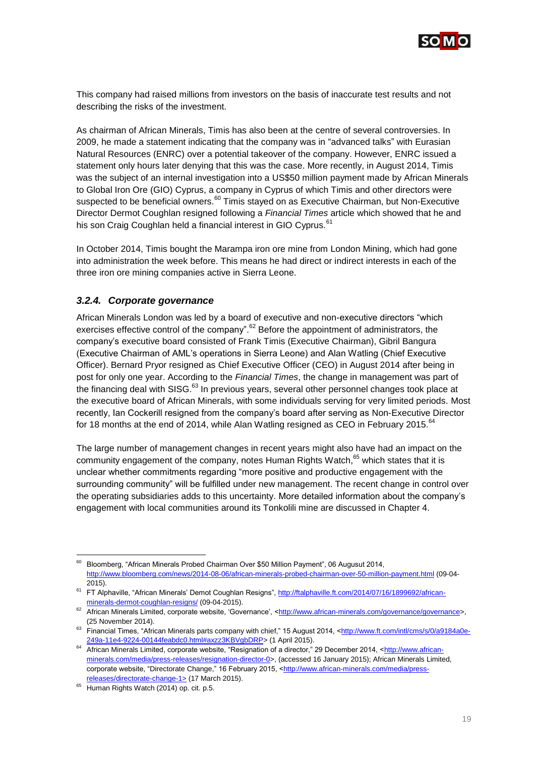This company had raised millions from investors on the basis of inaccurate test results and not describing the risks of the investment.

As chairman of African Minerals, Timis has also been at the centre of several controversies. In 2009, he made a statement indicating that the company was in "advanced talks" with Eurasian Natural Resources (ENRC) over a potential takeover of the company. However, ENRC issued a statement only hours later denying that this was the case. More recently, in August 2014, Timis was the subject of an internal investigation into a US$50 million payment made by African Minerals to Global Iron Ore (GIO) Cyprus, a company in Cyprus of which Timis and other directors were suspected to be beneficial owners.[60] Timis stayed on as Executive Chairman, but Non-Executive Director Dermot Coughlan resigned following a *Financial Times* article which showed that he and his son Craig Coughlan held a financial interest in GIO Cyprus.[61]

In October 2014, Timis bought the Marampa iron ore mine from London Mining, which had gone into administration the week before. This means he had direct or indirect interests in each of the three iron ore mining companies active in Sierra Leone.

### *3.2.4. Corporate governance*

African Minerals London was led by a board of executive and non-executive directors "which exercises effective control of the company".[62] Before the appointment of administrators, the company's executive board consisted of Frank Timis (Executive Chairman), Gibril Bangura (Executive Chairman of AML's operations in Sierra Leone) and Alan Watling (Chief Executive Officer). Bernard Pryor resigned as Chief Executive Officer (CEO) in August 2014 after being in post for only one year. According to the *Financial Times*, the change in management was part of the financing deal with SISG.[63] In previous years, several other personnel changes took place at the executive board of African Minerals, with some individuals serving for very limited periods. Most recently, Ian Cockerill resigned from the company's board after serving as Non-Executive Director for 18 months at the end of 2014, while Alan Watling resigned as CEO in February 2015.[64]

The large number of management changes in recent years might also have had an impact on the community engagement of the company, notes Human Rights Watch,[65] which states that it is unclear whether commitments regarding "more positive and productive engagement with the surrounding community" will be fulfilled under new management. The recent change in control over the operating subsidiaries adds to this uncertainty. More detailed information about the company's engagement with local communities around its Tonkolili mine are discussed in Chapter 4.

---

[60] Bloomberg, "African Minerals Probed Chairman Over $50 Million Payment", 06 Augusut 2014, http://www.bloomberg.com/news/2014-08-06/african-minerals-probed-chairman-over-50-million-payment.html (09-04-2015).

[61] FT Alphaville, "African Minerals' Demot Coughlan Resigns", http://ftalphaville.ft.com/2014/07/16/1899692/african-minerals-dermot-coughlan-resigns/ (09-04-2015).

[62] African Minerals Limited, corporate website, 'Governance', <http://www.african-minerals.com/governance/governance>, (25 November 2014).

[63] Financial Times, "African Minerals parts company with chief," 15 August 2014, <http://www.ft.com/intl/cms/s/0/a9184a0e-249a-11e4-9224-00144feabdc0.html#axzz3KBVgbDRP> (1 April 2015).

[64] African Minerals Limited, corporate website, "Resignation of a director," 29 December 2014, <http://www.african-minerals.com/media/press-releases/resignation-director-0>, (accessed 16 January 2015); African Minerals Limited, corporate website, "Directorate Change," 16 February 2015, <http://www.african-minerals.com/media/press-releases/directorate-change-1> (17 March 2015).

[65] Human Rights Watch (2014) op. cit. p.5.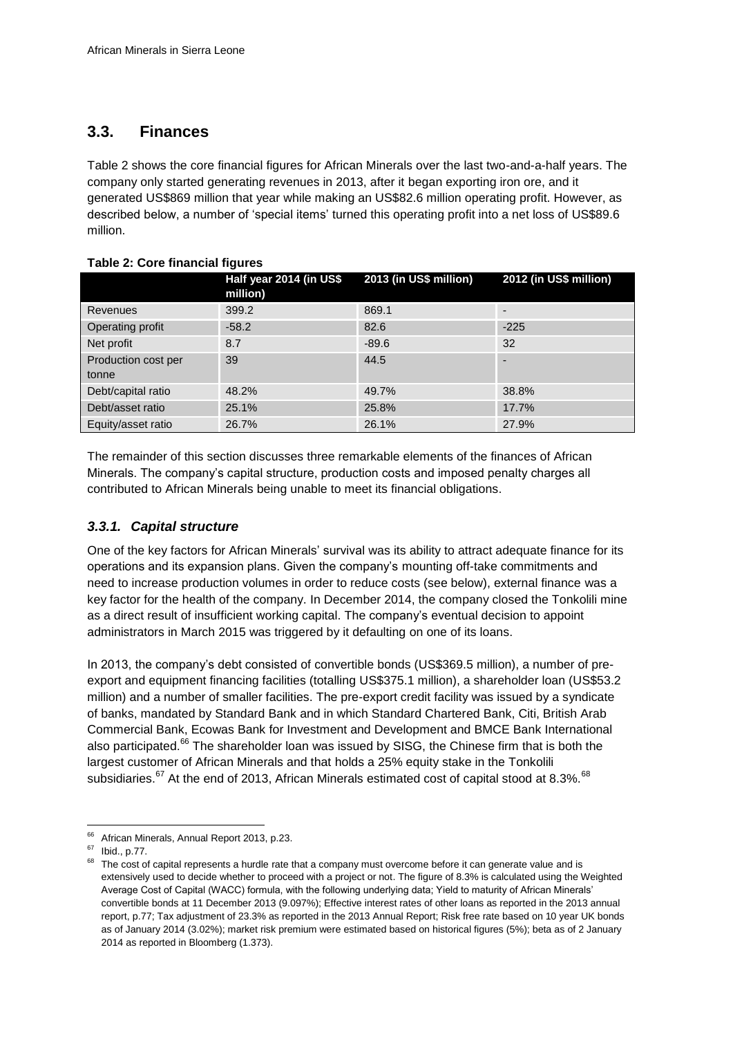## 3.3. Finances

Table 2 shows the core financial figures for African Minerals over the last two-and-a-half years. The company only started generating revenues in 2013, after it began exporting iron ore, and it generated US$869 million that year while making an US$82.6 million operating profit. However, as described below, a number of 'special items' turned this operating profit into a net loss of US$89.6 million.

**Table 2: Core financial figures**

| | Half year 2014 (in US$ million) | 2013 (in US$ million) | 2012 (in US$ million) |
|---|---|---|---|
| Revenues | 399.2 | 869.1 | - |
| Operating profit | -58.2 | 82.6 | -225 |
| Net profit | 8.7 | -89.6 | 32 |
| Production cost per tonne | 39 | 44.5 | - |
| Debt/capital ratio | 48.2% | 49.7% | 38.8% |
| Debt/asset ratio | 25.1% | 25.8% | 17.7% |
| Equity/asset ratio | 26.7% | 26.1% | 27.9% |

The remainder of this section discusses three remarkable elements of the finances of African Minerals. The company's capital structure, production costs and imposed penalty charges all contributed to African Minerals being unable to meet its financial obligations.

### *3.3.1. Capital structure*

One of the key factors for African Minerals' survival was its ability to attract adequate finance for its operations and its expansion plans. Given the company's mounting off-take commitments and need to increase production volumes in order to reduce costs (see below), external finance was a key factor for the health of the company. In December 2014, the company closed the Tonkolili mine as a direct result of insufficient working capital. The company's eventual decision to appoint administrators in March 2015 was triggered by it defaulting on one of its loans.

In 2013, the company's debt consisted of convertible bonds (US$369.5 million), a number of pre-export and equipment financing facilities (totalling US$375.1 million), a shareholder loan (US$53.2 million) and a number of smaller facilities. The pre-export credit facility was issued by a syndicate of banks, mandated by Standard Bank and in which Standard Chartered Bank, Citi, British Arab Commercial Bank, Ecowas Bank for Investment and Development and BMCE Bank International also participated.[66] The shareholder loan was issued by SISG, the Chinese firm that is both the largest customer of African Minerals and that holds a 25% equity stake in the Tonkolili subsidiaries.[67] At the end of 2013, African Minerals estimated cost of capital stood at 8.3%.[68]

---

[66] African Minerals, Annual Report 2013, p.23.

[67] Ibid., p.77.

[68] The cost of capital represents a hurdle rate that a company must overcome before it can generate value and is extensively used to decide whether to proceed with a project or not. The figure of 8.3% is calculated using the Weighted Average Cost of Capital (WACC) formula, with the following underlying data; Yield to maturity of African Minerals' convertible bonds at 11 December 2013 (9.097%); Effective interest rates of other loans as reported in the 2013 annual report, p.77; Tax adjustment of 23.3% as reported in the 2013 Annual Report; Risk free rate based on 10 year UK bonds as of January 2014 (3.02%); market risk premium were estimated based on historical figures (5%); beta as of 2 January 2014 as reported in Bloomberg (1.373).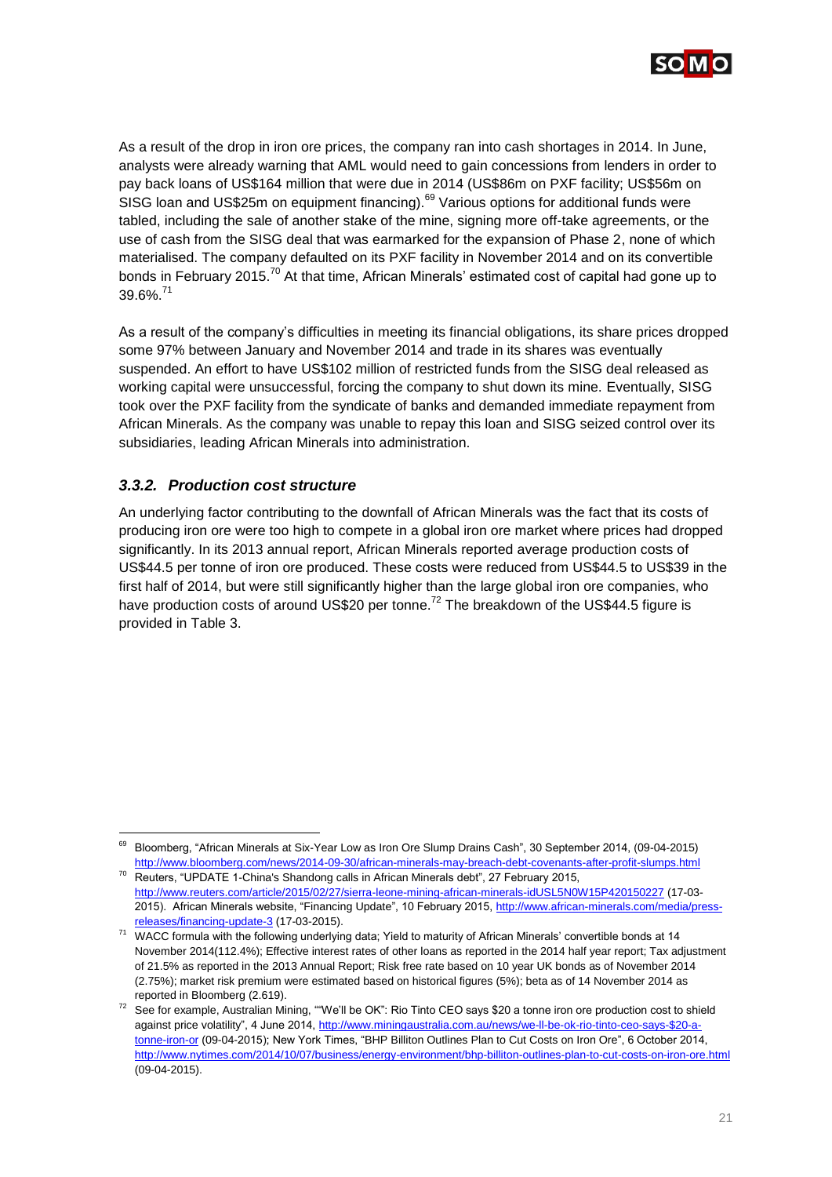As a result of the drop in iron ore prices, the company ran into cash shortages in 2014. In June, analysts were already warning that AML would need to gain concessions from lenders in order to pay back loans of US$164 million that were due in 2014 (US$86m on PXF facility; US$56m on SISG loan and US$25m on equipment financing).[69] Various options for additional funds were tabled, including the sale of another stake of the mine, signing more off-take agreements, or the use of cash from the SISG deal that was earmarked for the expansion of Phase 2, none of which materialised. The company defaulted on its PXF facility in November 2014 and on its convertible bonds in February 2015.[70] At that time, African Minerals' estimated cost of capital had gone up to 39.6%.[71]

As a result of the company's difficulties in meeting its financial obligations, its share prices dropped some 97% between January and November 2014 and trade in its shares was eventually suspended. An effort to have US$102 million of restricted funds from the SISG deal released as working capital were unsuccessful, forcing the company to shut down its mine. Eventually, SISG took over the PXF facility from the syndicate of banks and demanded immediate repayment from African Minerals. As the company was unable to repay this loan and SISG seized control over its subsidiaries, leading African Minerals into administration.

### *3.3.2. Production cost structure*

An underlying factor contributing to the downfall of African Minerals was the fact that its costs of producing iron ore were too high to compete in a global iron ore market where prices had dropped significantly. In its 2013 annual report, African Minerals reported average production costs of US$44.5 per tonne of iron ore produced. These costs were reduced from US$44.5 to US$39 in the first half of 2014, but were still significantly higher than the large global iron ore companies, who have production costs of around US$20 per tonne.[72] The breakdown of the US$44.5 figure is provided in Table 3.

---

[69] Bloomberg, "African Minerals at Six-Year Low as Iron Ore Slump Drains Cash", 30 September 2014, (09-04-2015) http://www.bloomberg.com/news/2014-09-30/african-minerals-may-breach-debt-covenants-after-profit-slumps.html

[70] Reuters, "UPDATE 1-China's Shandong calls in African Minerals debt", 27 February 2015, http://www.reuters.com/article/2015/02/27/sierra-leone-mining-african-minerals-idUSL5N0W15P420150227 (17-03-2015). African Minerals website, "Financing Update", 10 February 2015, http://www.african-minerals.com/media/press-releases/financing-update-3 (17-03-2015).

[71] WACC formula with the following underlying data; Yield to maturity of African Minerals' convertible bonds at 14 November 2014(112.4%); Effective interest rates of other loans as reported in the 2014 half year report; Tax adjustment of 21.5% as reported in the 2013 Annual Report; Risk free rate based on 10 year UK bonds as of November 2014 (2.75%); market risk premium were estimated based on historical figures (5%); beta as of 14 November 2014 as reported in Bloomberg (2.619).

[72] See for example, Australian Mining, ""We'll be OK": Rio Tinto CEO says $20 a tonne iron ore production cost to shield against price volatility", 4 June 2014, http://www.miningaustralia.com.au/news/we-ll-be-ok-rio-tinto-ceo-says-$20-a-tonne-iron-or (09-04-2015); New York Times, "BHP Billiton Outlines Plan to Cut Costs on Iron Ore", 6 October 2014, http://www.nytimes.com/2014/10/07/business/energy-environment/bhp-billiton-outlines-plan-to-cut-costs-on-iron-ore.html (09-04-2015).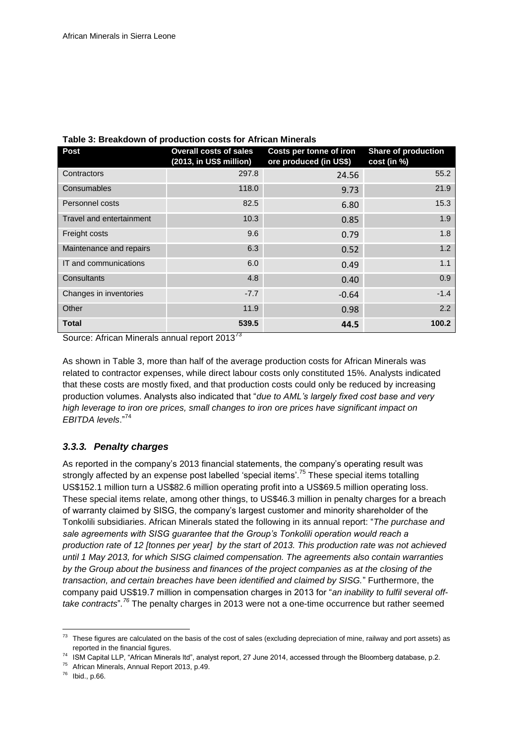**Table 3: Breakdown of production costs for African Minerals**

| Post | Overall costs of sales (2013, in US$ million) | Costs per tonne of iron ore produced (in US$) | Share of production cost (in %) |
|---|---|---|---|
| Contractors | 297.8 | 24.56 | 55.2 |
| Consumables | 118.0 | 9.73 | 21.9 |
| Personnel costs | 82.5 | 6.80 | 15.3 |
| Travel and entertainment | 10.3 | 0.85 | 1.9 |
| Freight costs | 9.6 | 0.79 | 1.8 |
| Maintenance and repairs | 6.3 | 0.52 | 1.2 |
| IT and communications | 6.0 | 0.49 | 1.1 |
| Consultants | 4.8 | 0.40 | 0.9 |
| Changes in inventories | -7.7 | -0.64 | -1.4 |
| Other | 11.9 | 0.98 | 2.2 |
| **Total** | **539.5** | **44.5** | **100.2** |

Source: African Minerals annual report 2013[73]

As shown in Table 3, more than half of the average production costs for African Minerals was related to contractor expenses, while direct labour costs only constituted 15%. Analysts indicated that these costs are mostly fixed, and that production costs could only be reduced by increasing production volumes. Analysts also indicated that "*due to AML's largely fixed cost base and very high leverage to iron ore prices, small changes to iron ore prices have significant impact on EBITDA levels*."[74]

### *3.3.3. Penalty charges*

As reported in the company's 2013 financial statements, the company's operating result was strongly affected by an expense post labelled 'special items'.[75] These special items totalling US$152.1 million turn a US$82.6 million operating profit into a US$69.5 million operating loss. These special items relate, among other things, to US$46.3 million in penalty charges for a breach of warranty claimed by SISG, the company's largest customer and minority shareholder of the Tonkolili subsidiaries. African Minerals stated the following in its annual report: "*The purchase and sale agreements with SISG guarantee that the Group's Tonkolili operation would reach a production rate of 12 [tonnes per year] by the start of 2013. This production rate was not achieved until 1 May 2013, for which SISG claimed compensation. The agreements also contain warranties by the Group about the business and finances of the project companies as at the closing of the transaction, and certain breaches have been identified and claimed by SISG.*" Furthermore, the company paid US$19.7 million in compensation charges in 2013 for "*an inability to fulfil several off-take contracts*".[76] The penalty charges in 2013 were not a one-time occurrence but rather seemed

---

[73] These figures are calculated on the basis of the cost of sales (excluding depreciation of mine, railway and port assets) as reported in the financial figures.

[74] ISM Capital LLP, "African Minerals ltd", analyst report, 27 June 2014, accessed through the Bloomberg database, p.2.

[75] African Minerals, Annual Report 2013, p.49.

[76] Ibid., p.66.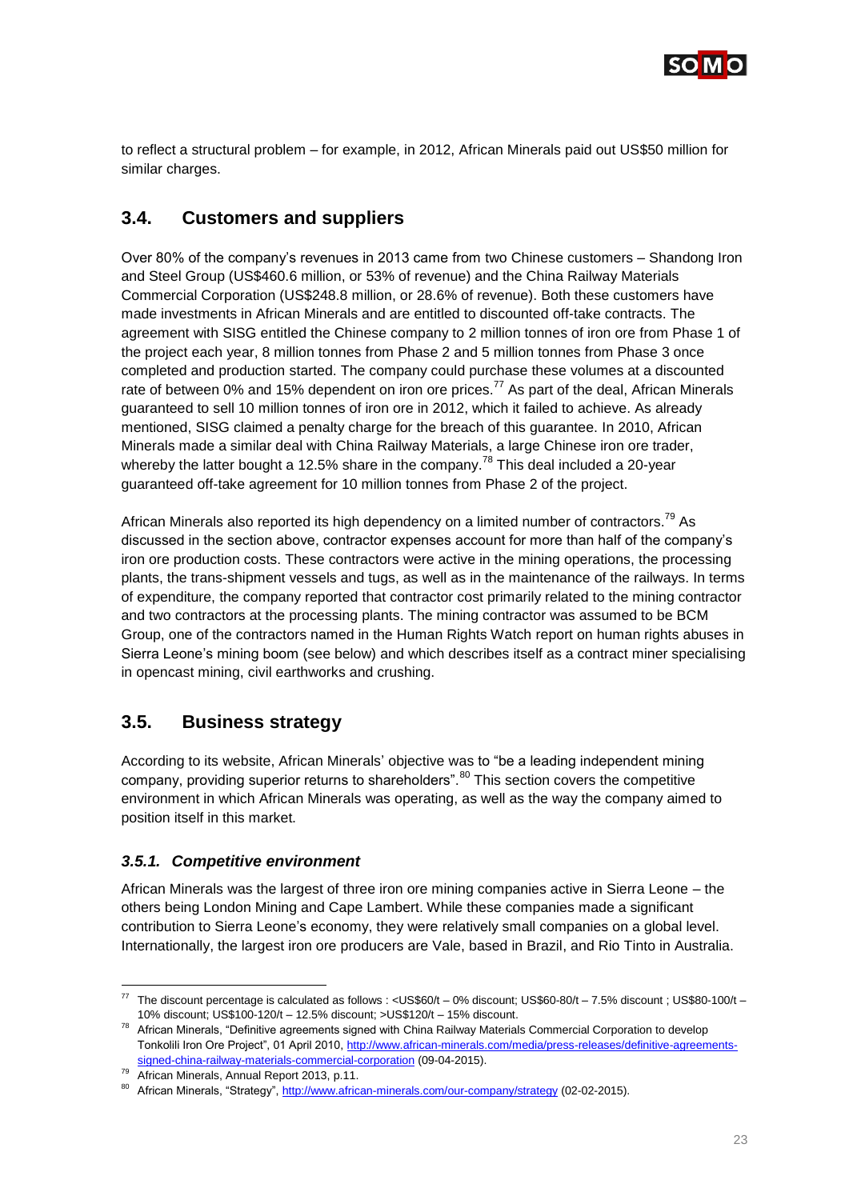to reflect a structural problem – for example, in 2012, African Minerals paid out US$50 million for similar charges.

## 3.4. Customers and suppliers

Over 80% of the company's revenues in 2013 came from two Chinese customers – Shandong Iron and Steel Group (US$460.6 million, or 53% of revenue) and the China Railway Materials Commercial Corporation (US$248.8 million, or 28.6% of revenue). Both these customers have made investments in African Minerals and are entitled to discounted off-take contracts. The agreement with SISG entitled the Chinese company to 2 million tonnes of iron ore from Phase 1 of the project each year, 8 million tonnes from Phase 2 and 5 million tonnes from Phase 3 once completed and production started. The company could purchase these volumes at a discounted rate of between 0% and 15% dependent on iron ore prices.[77] As part of the deal, African Minerals guaranteed to sell 10 million tonnes of iron ore in 2012, which it failed to achieve. As already mentioned, SISG claimed a penalty charge for the breach of this guarantee. In 2010, African Minerals made a similar deal with China Railway Materials, a large Chinese iron ore trader, whereby the latter bought a 12.5% share in the company.[78] This deal included a 20-year guaranteed off-take agreement for 10 million tonnes from Phase 2 of the project.

African Minerals also reported its high dependency on a limited number of contractors.[79] As discussed in the section above, contractor expenses account for more than half of the company's iron ore production costs. These contractors were active in the mining operations, the processing plants, the trans-shipment vessels and tugs, as well as in the maintenance of the railways. In terms of expenditure, the company reported that contractor cost primarily related to the mining contractor and two contractors at the processing plants. The mining contractor was assumed to be BCM Group, one of the contractors named in the Human Rights Watch report on human rights abuses in Sierra Leone's mining boom (see below) and which describes itself as a contract miner specialising in opencast mining, civil earthworks and crushing.

## 3.5. Business strategy

According to its website, African Minerals' objective was to "be a leading independent mining company, providing superior returns to shareholders".[80] This section covers the competitive environment in which African Minerals was operating, as well as the way the company aimed to position itself in this market.

### *3.5.1. Competitive environment*

African Minerals was the largest of three iron ore mining companies active in Sierra Leone – the others being London Mining and Cape Lambert. While these companies made a significant contribution to Sierra Leone's economy, they were relatively small companies on a global level. Internationally, the largest iron ore producers are Vale, based in Brazil, and Rio Tinto in Australia.

---

[77] The discount percentage is calculated as follows : <US$60/t – 0% discount; US$60-80/t – 7.5% discount ; US$80-100/t – 10% discount; US$100-120/t – 12.5% discount; >US$120/t – 15% discount.

[78] African Minerals, "Definitive agreements signed with China Railway Materials Commercial Corporation to develop Tonkolili Iron Ore Project", 01 April 2010, http://www.african-minerals.com/media/press-releases/definitive-agreements-signed-china-railway-materials-commercial-corporation (09-04-2015).

[79] African Minerals, Annual Report 2013, p.11.

[80] African Minerals, "Strategy", http://www.african-minerals.com/our-company/strategy (02-02-2015).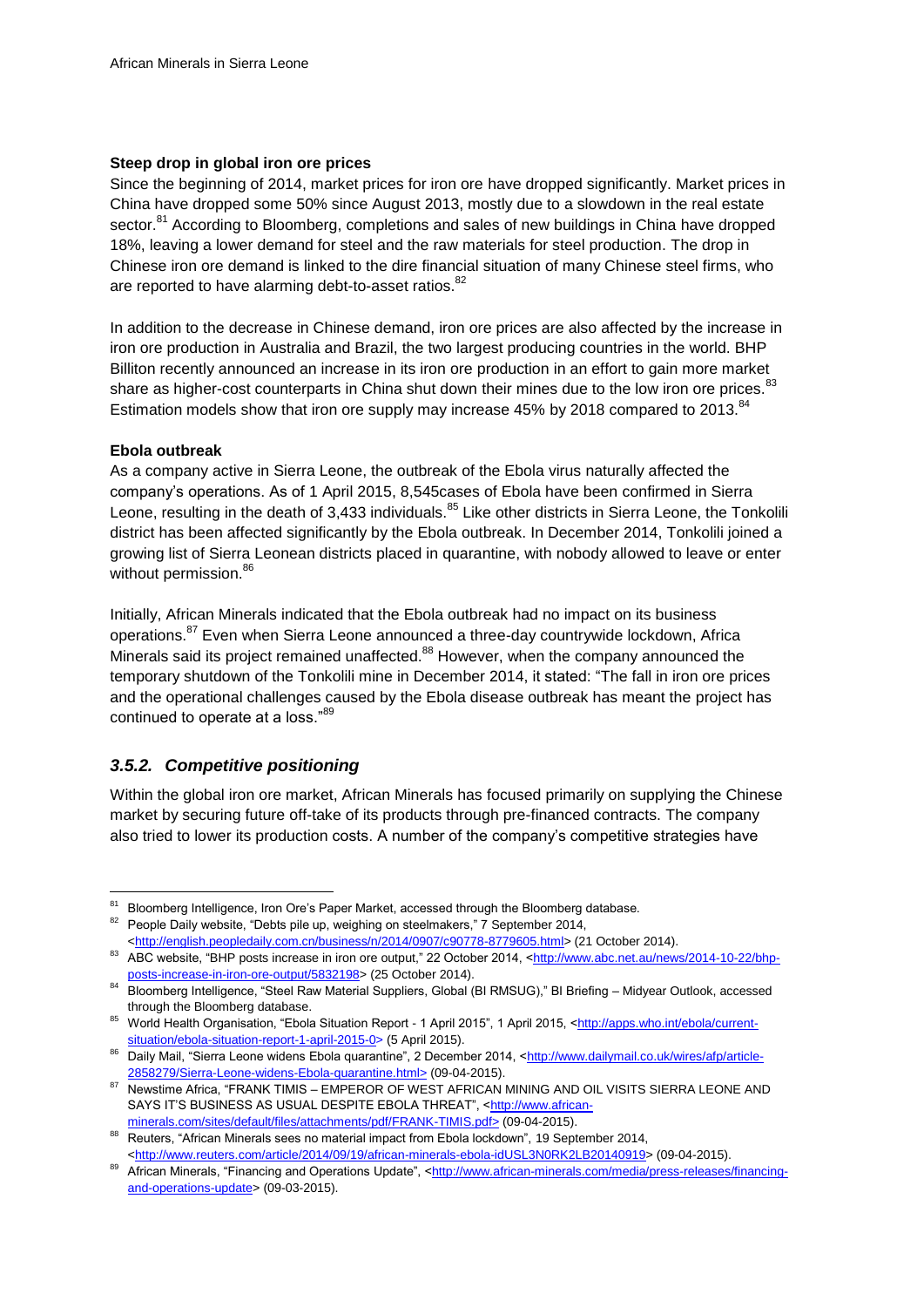**Steep drop in global iron ore prices**

Since the beginning of 2014, market prices for iron ore have dropped significantly. Market prices in China have dropped some 50% since August 2013, mostly due to a slowdown in the real estate sector.[81] According to Bloomberg, completions and sales of new buildings in China have dropped 18%, leaving a lower demand for steel and the raw materials for steel production. The drop in Chinese iron ore demand is linked to the dire financial situation of many Chinese steel firms, who are reported to have alarming debt-to-asset ratios.[82]

In addition to the decrease in Chinese demand, iron ore prices are also affected by the increase in iron ore production in Australia and Brazil, the two largest producing countries in the world. BHP Billiton recently announced an increase in its iron ore production in an effort to gain more market share as higher-cost counterparts in China shut down their mines due to the low iron ore prices.[83] Estimation models show that iron ore supply may increase 45% by 2018 compared to 2013.[84]

**Ebola outbreak**

As a company active in Sierra Leone, the outbreak of the Ebola virus naturally affected the company's operations. As of 1 April 2015, 8,545cases of Ebola have been confirmed in Sierra Leone, resulting in the death of 3,433 individuals.[85] Like other districts in Sierra Leone, the Tonkolili district has been affected significantly by the Ebola outbreak. In December 2014, Tonkolili joined a growing list of Sierra Leonean districts placed in quarantine, with nobody allowed to leave or enter without permission.[86]

Initially, African Minerals indicated that the Ebola outbreak had no impact on its business operations.[87] Even when Sierra Leone announced a three-day countrywide lockdown, Africa Minerals said its project remained unaffected.[88] However, when the company announced the temporary shutdown of the Tonkolili mine in December 2014, it stated: "The fall in iron ore prices and the operational challenges caused by the Ebola disease outbreak has meant the project has continued to operate at a loss."[89]

### *3.5.2. Competitive positioning*

Within the global iron ore market, African Minerals has focused primarily on supplying the Chinese market by securing future off-take of its products through pre-financed contracts. The company also tried to lower its production costs. A number of the company's competitive strategies have

---

[81] Bloomberg Intelligence, Iron Ore's Paper Market, accessed through the Bloomberg database.

[82] People Daily website, "Debts pile up, weighing on steelmakers," 7 September 2014, <http://english.peopledaily.com.cn/business/n/2014/0907/c90778-8779605.html> (21 October 2014).

[83] ABC website, "BHP posts increase in iron ore output," 22 October 2014, <http://www.abc.net.au/news/2014-10-22/bhp-posts-increase-in-iron-ore-output/5832198> (25 October 2014).

[84] Bloomberg Intelligence, "Steel Raw Material Suppliers, Global (BI RMSUG)," BI Briefing – Midyear Outlook, accessed through the Bloomberg database.

[85] World Health Organisation, "Ebola Situation Report - 1 April 2015", 1 April 2015, <http://apps.who.int/ebola/current-situation/ebola-situation-report-1-april-2015-0> (5 April 2015).

[86] Daily Mail, "Sierra Leone widens Ebola quarantine", 2 December 2014, <http://www.dailymail.co.uk/wires/afp/article-2858279/Sierra-Leone-widens-Ebola-quarantine.html> (09-04-2015).

[87] Newstime Africa, "FRANK TIMIS – EMPEROR OF WEST AFRICAN MINING AND OIL VISITS SIERRA LEONE AND SAYS IT'S BUSINESS AS USUAL DESPITE EBOLA THREAT", <http://www.african-minerals.com/sites/default/files/attachments/pdf/FRANK-TIMIS.pdf> (09-04-2015).

[88] Reuters, "African Minerals sees no material impact from Ebola lockdown", 19 September 2014, <http://www.reuters.com/article/2014/09/19/african-minerals-ebola-idUSL3N0RK2LB20140919> (09-04-2015).

[89] African Minerals, "Financing and Operations Update", <http://www.african-minerals.com/media/press-releases/financing-and-operations-update> (09-03-2015).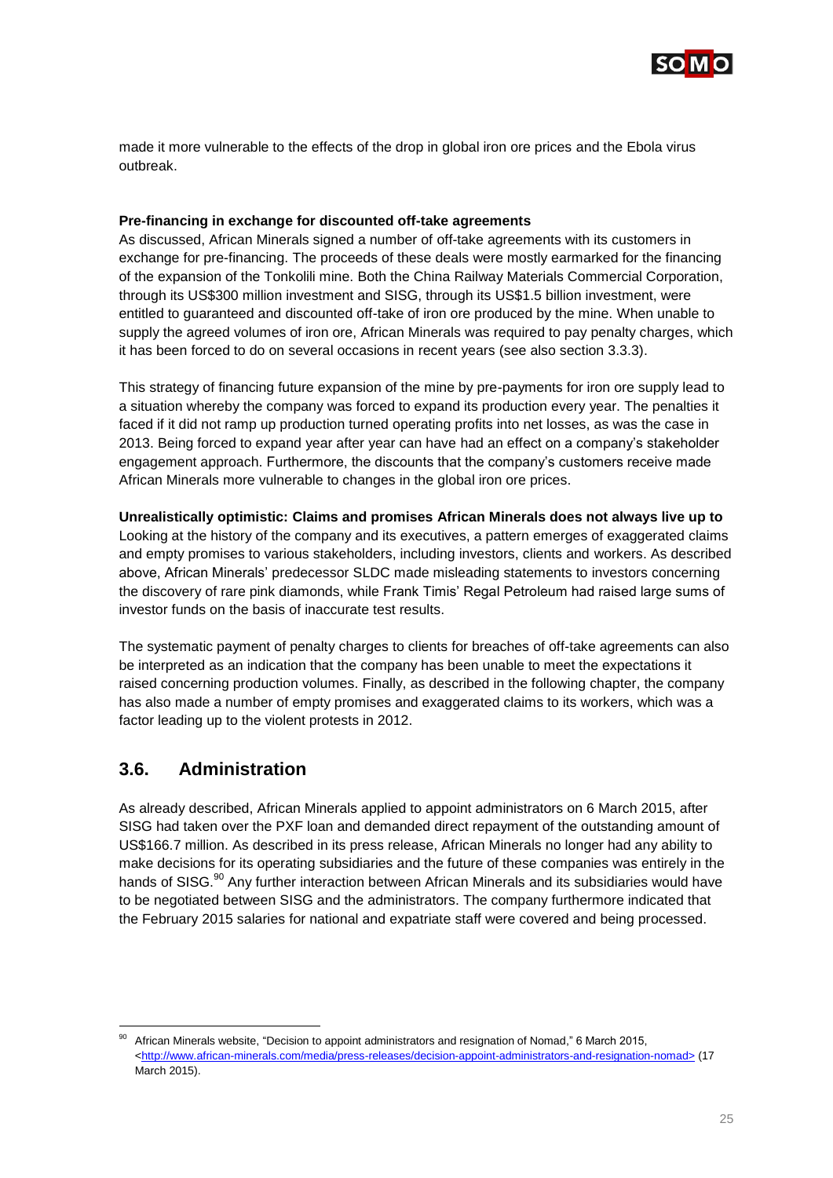made it more vulnerable to the effects of the drop in global iron ore prices and the Ebola virus outbreak.

**Pre-financing in exchange for discounted off-take agreements**

As discussed, African Minerals signed a number of off-take agreements with its customers in exchange for pre-financing. The proceeds of these deals were mostly earmarked for the financing of the expansion of the Tonkolili mine. Both the China Railway Materials Commercial Corporation, through its US$300 million investment and SISG, through its US$1.5 billion investment, were entitled to guaranteed and discounted off-take of iron ore produced by the mine. When unable to supply the agreed volumes of iron ore, African Minerals was required to pay penalty charges, which it has been forced to do on several occasions in recent years (see also section 3.3.3).

This strategy of financing future expansion of the mine by pre-payments for iron ore supply lead to a situation whereby the company was forced to expand its production every year. The penalties it faced if it did not ramp up production turned operating profits into net losses, as was the case in 2013. Being forced to expand year after year can have had an effect on a company's stakeholder engagement approach. Furthermore, the discounts that the company's customers receive made African Minerals more vulnerable to changes in the global iron ore prices.

**Unrealistically optimistic: Claims and promises African Minerals does not always live up to**

Looking at the history of the company and its executives, a pattern emerges of exaggerated claims and empty promises to various stakeholders, including investors, clients and workers. As described above, African Minerals' predecessor SLDC made misleading statements to investors concerning the discovery of rare pink diamonds, while Frank Timis' Regal Petroleum had raised large sums of investor funds on the basis of inaccurate test results.

The systematic payment of penalty charges to clients for breaches of off-take agreements can also be interpreted as an indication that the company has been unable to meet the expectations it raised concerning production volumes. Finally, as described in the following chapter, the company has also made a number of empty promises and exaggerated claims to its workers, which was a factor leading up to the violent protests in 2012.

## 3.6. Administration

As already described, African Minerals applied to appoint administrators on 6 March 2015, after SISG had taken over the PXF loan and demanded direct repayment of the outstanding amount of US$166.7 million. As described in its press release, African Minerals no longer had any ability to make decisions for its operating subsidiaries and the future of these companies was entirely in the hands of SISG.[90] Any further interaction between African Minerals and its subsidiaries would have to be negotiated between SISG and the administrators. The company furthermore indicated that the February 2015 salaries for national and expatriate staff were covered and being processed.

---

[90] African Minerals website, "Decision to appoint administrators and resignation of Nomad," 6 March 2015, <http://www.african-minerals.com/media/press-releases/decision-appoint-administrators-and-resignation-nomad> (17 March 2015).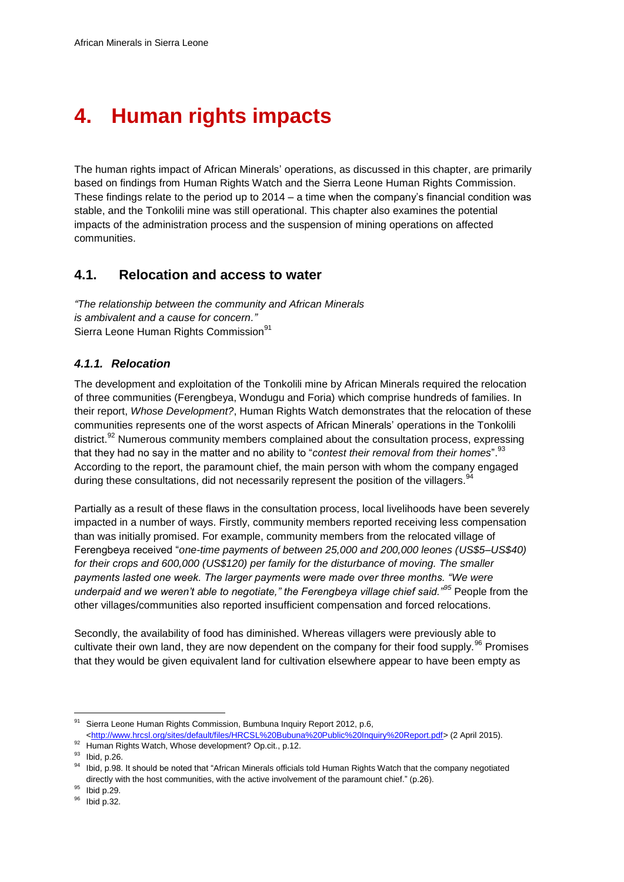# 4. Human rights impacts

The human rights impact of African Minerals' operations, as discussed in this chapter, are primarily based on findings from Human Rights Watch and the Sierra Leone Human Rights Commission. These findings relate to the period up to 2014 – a time when the company's financial condition was stable, and the Tonkolili mine was still operational. This chapter also examines the potential impacts of the administration process and the suspension of mining operations on affected communities.

## 4.1. Relocation and access to water

*"The relationship between the community and African Minerals is ambivalent and a cause for concern."*
Sierra Leone Human Rights Commission[91]

### *4.1.1. Relocation*

The development and exploitation of the Tonkolili mine by African Minerals required the relocation of three communities (Ferengbeya, Wondugu and Foria) which comprise hundreds of families. In their report, *Whose Development?*, Human Rights Watch demonstrates that the relocation of these communities represents one of the worst aspects of African Minerals' operations in the Tonkolili district.[92] Numerous community members complained about the consultation process, expressing that they had no say in the matter and no ability to "*contest their removal from their homes*".[93] According to the report, the paramount chief, the main person with whom the company engaged during these consultations, did not necessarily represent the position of the villagers.[94]

Partially as a result of these flaws in the consultation process, local livelihoods have been severely impacted in a number of ways. Firstly, community members reported receiving less compensation than was initially promised. For example, community members from the relocated village of Ferengbeya received "*one-time payments of between 25,000 and 200,000 leones (US$5–US$40) for their crops and 600,000 (US$120) per family for the disturbance of moving. The smaller payments lasted one week. The larger payments were made over three months. "We were underpaid and we weren't able to negotiate," the Ferengbeya village chief said."*[95] People from the other villages/communities also reported insufficient compensation and forced relocations.

Secondly, the availability of food has diminished. Whereas villagers were previously able to cultivate their own land, they are now dependent on the company for their food supply.[96] Promises that they would be given equivalent land for cultivation elsewhere appear to have been empty as

---

[91] Sierra Leone Human Rights Commission, Bumbuna Inquiry Report 2012, p.6, <http://www.hrcsl.org/sites/default/files/HRCSL%20Bubuna%20Public%20Inquiry%20Report.pdf> (2 April 2015).

[92] Human Rights Watch, Whose development? Op.cit., p.12.

[93] Ibid, p.26.

[94] Ibid, p.98. It should be noted that "African Minerals officials told Human Rights Watch that the company negotiated directly with the host communities, with the active involvement of the paramount chief." (p.26).

[95] Ibid p.29.

[96] Ibid p.32.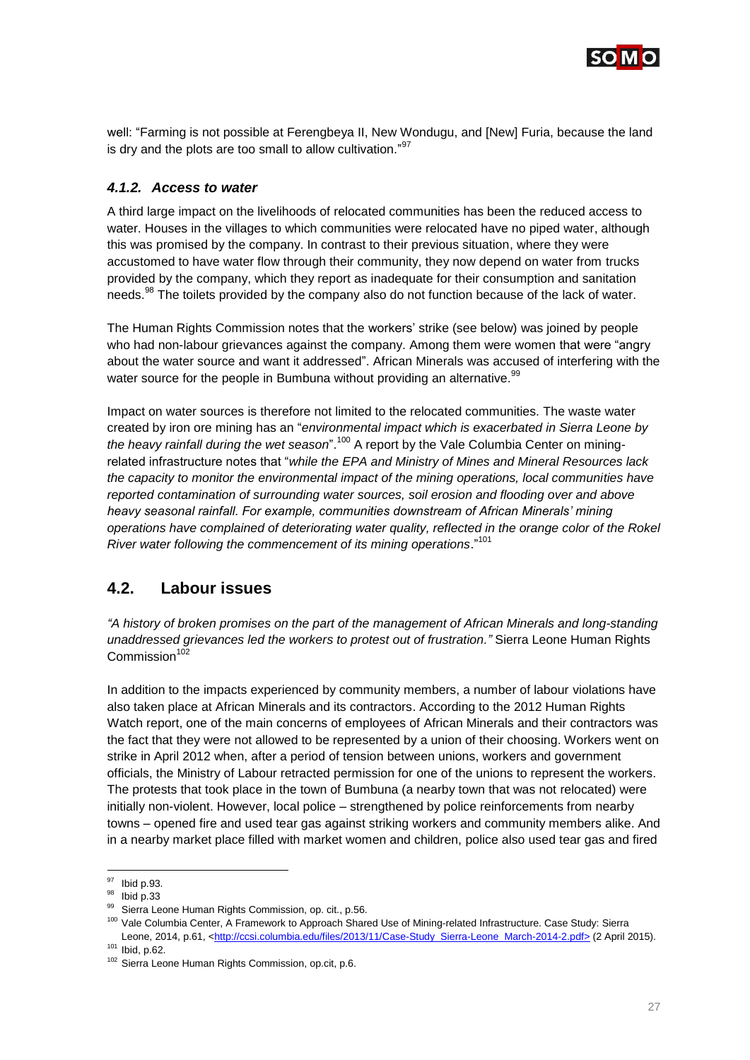well: "Farming is not possible at Ferengbeya II, New Wondugu, and [New] Furia, because the land is dry and the plots are too small to allow cultivation."[97]

### *4.1.2. Access to water*

A third large impact on the livelihoods of relocated communities has been the reduced access to water. Houses in the villages to which communities were relocated have no piped water, although this was promised by the company. In contrast to their previous situation, where they were accustomed to have water flow through their community, they now depend on water from trucks provided by the company, which they report as inadequate for their consumption and sanitation needs.[98] The toilets provided by the company also do not function because of the lack of water.

The Human Rights Commission notes that the workers' strike (see below) was joined by people who had non-labour grievances against the company. Among them were women that were "angry about the water source and want it addressed". African Minerals was accused of interfering with the water source for the people in Bumbuna without providing an alternative.[99]

Impact on water sources is therefore not limited to the relocated communities. The waste water created by iron ore mining has an "*environmental impact which is exacerbated in Sierra Leone by the heavy rainfall during the wet season*".[100] A report by the Vale Columbia Center on mining-related infrastructure notes that "*while the EPA and Ministry of Mines and Mineral Resources lack the capacity to monitor the environmental impact of the mining operations, local communities have reported contamination of surrounding water sources, soil erosion and flooding over and above heavy seasonal rainfall. For example, communities downstream of African Minerals' mining operations have complained of deteriorating water quality, reflected in the orange color of the Rokel River water following the commencement of its mining operations*."[101]

## 4.2. Labour issues

*"A history of broken promises on the part of the management of African Minerals and long-standing unaddressed grievances led the workers to protest out of frustration."* Sierra Leone Human Rights Commission[102]

In addition to the impacts experienced by community members, a number of labour violations have also taken place at African Minerals and its contractors. According to the 2012 Human Rights Watch report, one of the main concerns of employees of African Minerals and their contractors was the fact that they were not allowed to be represented by a union of their choosing. Workers went on strike in April 2012 when, after a period of tension between unions, workers and government officials, the Ministry of Labour retracted permission for one of the unions to represent the workers. The protests that took place in the town of Bumbuna (a nearby town that was not relocated) were initially non-violent. However, local police – strengthened by police reinforcements from nearby towns – opened fire and used tear gas against striking workers and community members alike. And in a nearby market place filled with market women and children, police also used tear gas and fired

---

[97] Ibid p.93.

[98] Ibid p.33

[99] Sierra Leone Human Rights Commission, op. cit., p.56.

[100] Vale Columbia Center, A Framework to Approach Shared Use of Mining-related Infrastructure. Case Study: Sierra Leone, 2014, p.61, <http://ccsi.columbia.edu/files/2013/11/Case-Study_Sierra-Leone_March-2014-2.pdf> (2 April 2015).

[101] Ibid, p.62.

[102] Sierra Leone Human Rights Commission, op.cit, p.6.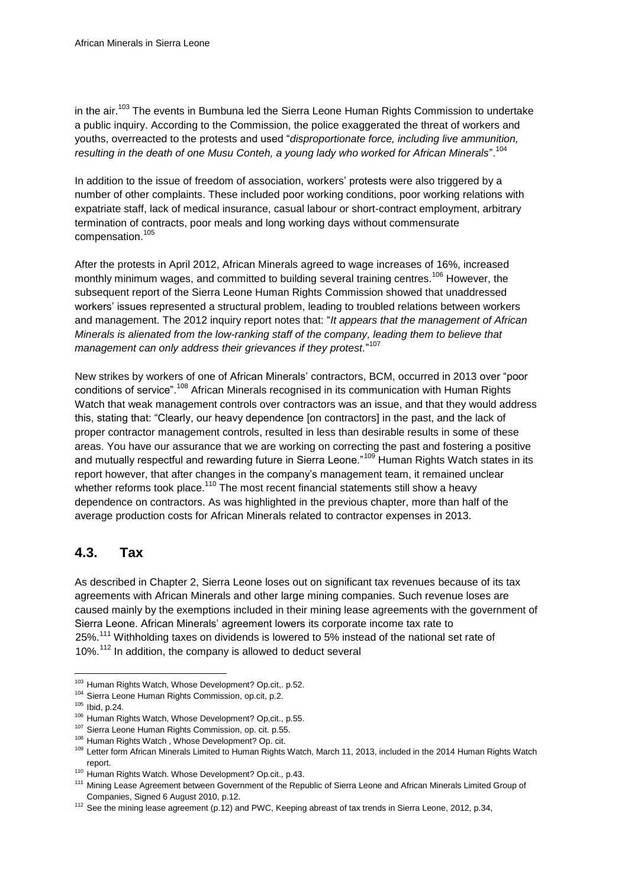in the air.[103] The events in Bumbuna led the Sierra Leone Human Rights Commission to undertake a public inquiry. According to the Commission, the police exaggerated the threat of workers and youths, overreacted to the protests and used "*disproportionate force, including live ammunition, resulting in the death of one Musu Conteh, a young lady who worked for African Minerals*".[104]

In addition to the issue of freedom of association, workers' protests were also triggered by a number of other complaints. These included poor working conditions, poor working relations with expatriate staff, lack of medical insurance, casual labour or short-contract employment, arbitrary termination of contracts, poor meals and long working days without commensurate compensation.[105]

After the protests in April 2012, African Minerals agreed to wage increases of 16%, increased monthly minimum wages, and committed to building several training centres.[106] However, the subsequent report of the Sierra Leone Human Rights Commission showed that unaddressed workers' issues represented a structural problem, leading to troubled relations between workers and management. The 2012 inquiry report notes that: "*It appears that the management of African Minerals is alienated from the low-ranking staff of the company, leading them to believe that management can only address their grievances if they protest.*"[107]

New strikes by workers of one of African Minerals' contractors, BCM, occurred in 2013 over "poor conditions of service".[108] African Minerals recognised in its communication with Human Rights Watch that weak management controls over contractors was an issue, and that they would address this, stating that: "Clearly, our heavy dependence [on contractors] in the past, and the lack of proper contractor management controls, resulted in less than desirable results in some of these areas. You have our assurance that we are working on correcting the past and fostering a positive and mutually respectful and rewarding future in Sierra Leone."[109] Human Rights Watch states in its report however, that after changes in the company's management team, it remained unclear whether reforms took place.[110] The most recent financial statements still show a heavy dependence on contractors. As was highlighted in the previous chapter, more than half of the average production costs for African Minerals related to contractor expenses in 2013.

## 4.3. Tax

As described in Chapter 2, Sierra Leone loses out on significant tax revenues because of its tax agreements with African Minerals and other large mining companies. Such revenue loses are caused mainly by the exemptions included in their mining lease agreements with the government of Sierra Leone. African Minerals' agreement lowers its corporate income tax rate to 25%.[111] Withholding taxes on dividends is lowered to 5% instead of the national set rate of 10%.[112] In addition, the company is allowed to deduct several

---

[103] Human Rights Watch, Whose Development? Op.cit,. p.52.
[104] Sierra Leone Human Rights Commission, op.cit, p.2.
[105] Ibid, p.24.
[106] Human Rights Watch, Whose Development? Op,cit., p.55.
[107] Sierra Leone Human Rights Commission, op. cit. p.55.
[108] Human Rights Watch , Whose Development? Op. cit.
[109] Letter form African Minerals Limited to Human Rights Watch, March 11, 2013, included in the 2014 Human Rights Watch report.
[110] Human Rights Watch. Whose Development? Op.cit., p.43.
[111] Mining Lease Agreement between Government of the Republic of Sierra Leone and African Minerals Limited Group of Companies, Signed 6 August 2010, p.12.
[112] See the mining lease agreement (p.12) and PWC, Keeping abreast of tax trends in Sierra Leone, 2012, p.34,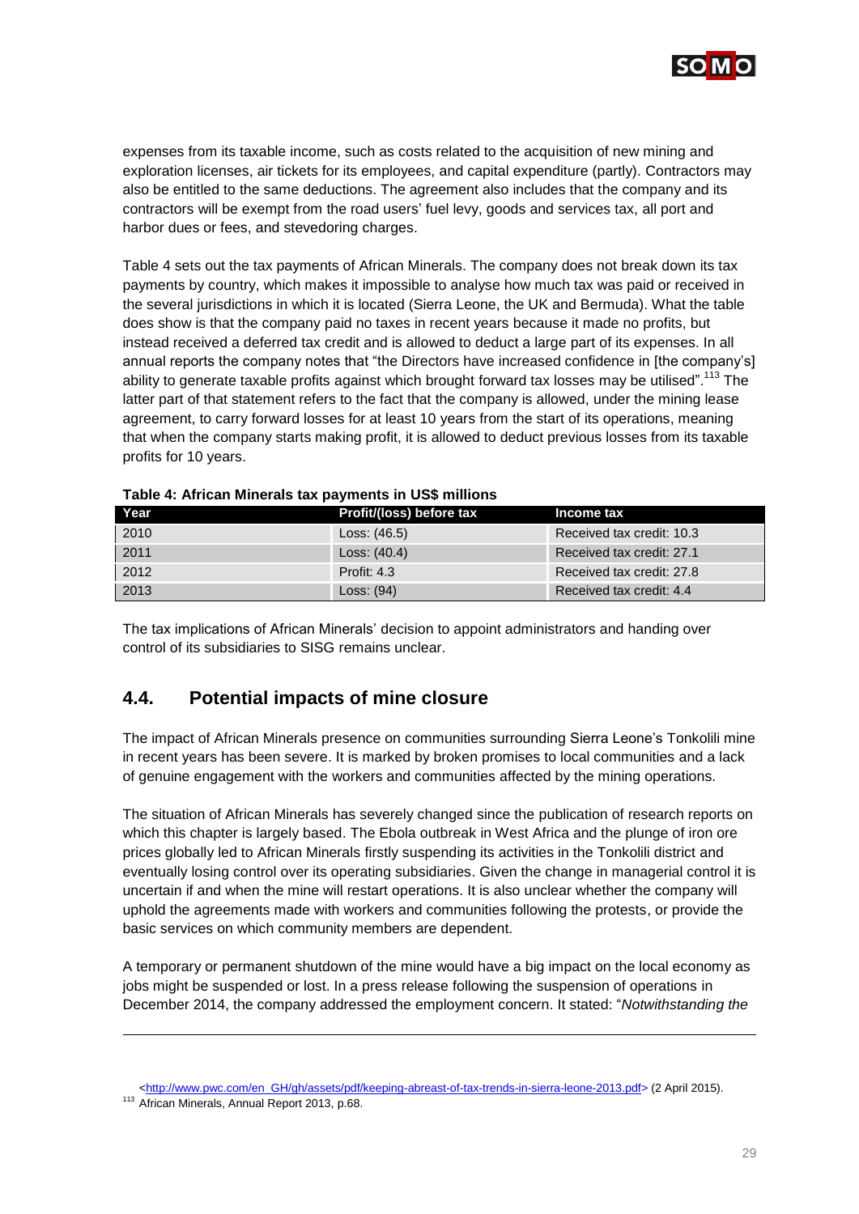expenses from its taxable income, such as costs related to the acquisition of new mining and exploration licenses, air tickets for its employees, and capital expenditure (partly). Contractors may also be entitled to the same deductions. The agreement also includes that the company and its contractors will be exempt from the road users' fuel levy, goods and services tax, all port and harbor dues or fees, and stevedoring charges.

Table 4 sets out the tax payments of African Minerals. The company does not break down its tax payments by country, which makes it impossible to analyse how much tax was paid or received in the several jurisdictions in which it is located (Sierra Leone, the UK and Bermuda). What the table does show is that the company paid no taxes in recent years because it made no profits, but instead received a deferred tax credit and is allowed to deduct a large part of its expenses. In all annual reports the company notes that "the Directors have increased confidence in [the company's] ability to generate taxable profits against which brought forward tax losses may be utilised".[113] The latter part of that statement refers to the fact that the company is allowed, under the mining lease agreement, to carry forward losses for at least 10 years from the start of its operations, meaning that when the company starts making profit, it is allowed to deduct previous losses from its taxable profits for 10 years.

**Table 4: African Minerals tax payments in US$ millions**

| Year | Profit/(loss) before tax | Income tax |
|---|---|---|
| 2010 | Loss: (46.5) | Received tax credit: 10.3 |
| 2011 | Loss: (40.4) | Received tax credit: 27.1 |
| 2012 | Profit: 4.3 | Received tax credit: 27.8 |
| 2013 | Loss: (94) | Received tax credit: 4.4 |

The tax implications of African Minerals' decision to appoint administrators and handing over control of its subsidiaries to SISG remains unclear.

## 4.4. Potential impacts of mine closure

The impact of African Minerals presence on communities surrounding Sierra Leone's Tonkolili mine in recent years has been severe. It is marked by broken promises to local communities and a lack of genuine engagement with the workers and communities affected by the mining operations.

The situation of African Minerals has severely changed since the publication of research reports on which this chapter is largely based. The Ebola outbreak in West Africa and the plunge of iron ore prices globally led to African Minerals firstly suspending its activities in the Tonkolili district and eventually losing control over its operating subsidiaries. Given the change in managerial control it is uncertain if and when the mine will restart operations. It is also unclear whether the company will uphold the agreements made with workers and communities following the protests, or provide the basic services on which community members are dependent.

A temporary or permanent shutdown of the mine would have a big impact on the local economy as jobs might be suspended or lost. In a press release following the suspension of operations in December 2014, the company addressed the employment concern. It stated: "*Notwithstanding the*

---

<http://www.pwc.com/en_GH/gh/assets/pdf/keeping-abreast-of-tax-trends-in-sierra-leone-2013.pdf> (2 April 2015).

[113] African Minerals, Annual Report 2013, p.68.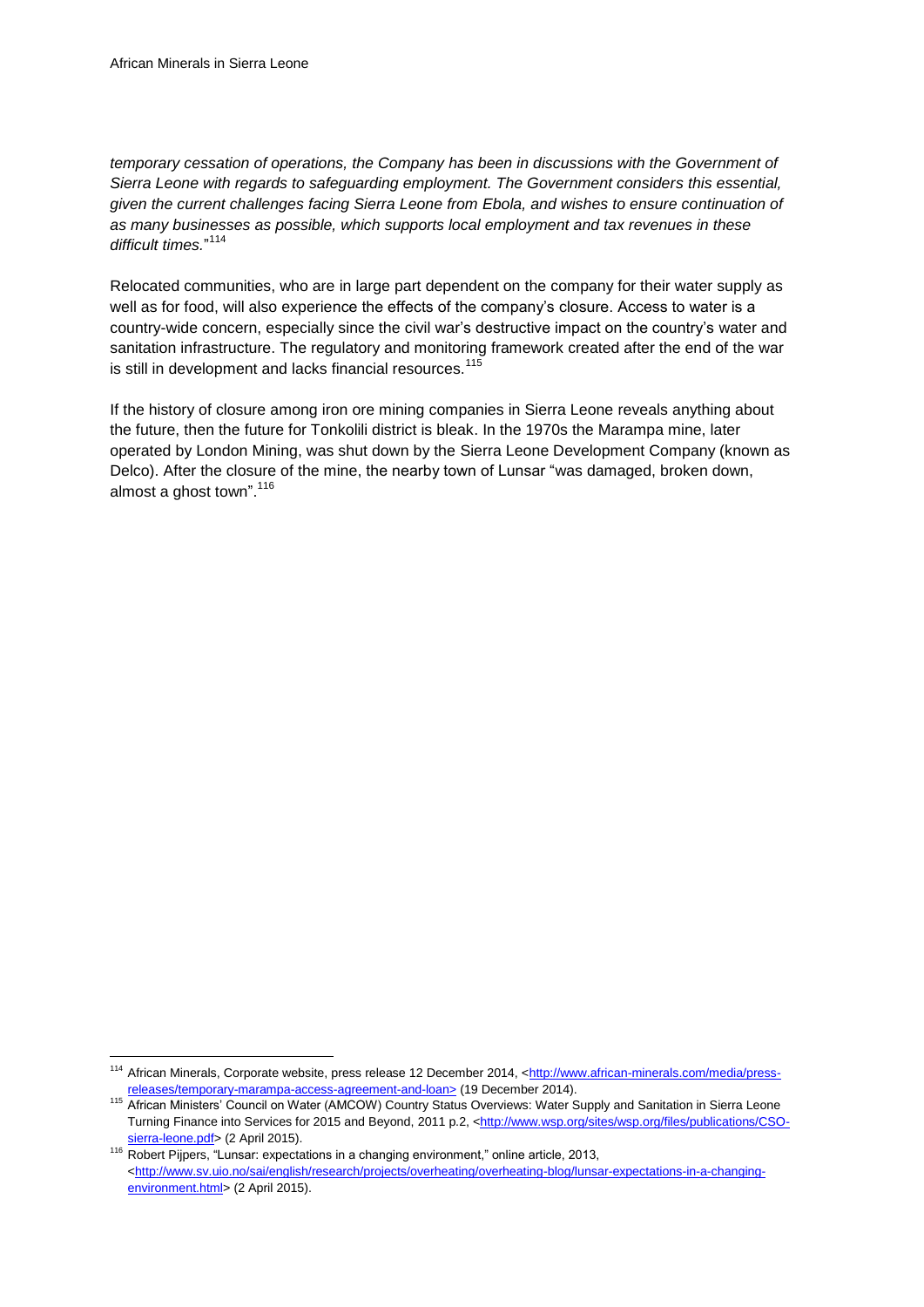*temporary cessation of operations, the Company has been in discussions with the Government of Sierra Leone with regards to safeguarding employment. The Government considers this essential, given the current challenges facing Sierra Leone from Ebola, and wishes to ensure continuation of as many businesses as possible, which supports local employment and tax revenues in these difficult times.*"[114]

Relocated communities, who are in large part dependent on the company for their water supply as well as for food, will also experience the effects of the company's closure. Access to water is a country-wide concern, especially since the civil war's destructive impact on the country's water and sanitation infrastructure. The regulatory and monitoring framework created after the end of the war is still in development and lacks financial resources.[115]

If the history of closure among iron ore mining companies in Sierra Leone reveals anything about the future, then the future for Tonkolili district is bleak. In the 1970s the Marampa mine, later operated by London Mining, was shut down by the Sierra Leone Development Company (known as Delco). After the closure of the mine, the nearby town of Lunsar "was damaged, broken down, almost a ghost town".[116]

---

[114] African Minerals, Corporate website, press release 12 December 2014, <http://www.african-minerals.com/media/press-releases/temporary-marampa-access-agreement-and-loan> (19 December 2014).

[115] African Ministers' Council on Water (AMCOW) Country Status Overviews: Water Supply and Sanitation in Sierra Leone Turning Finance into Services for 2015 and Beyond, 2011 p.2, <http://www.wsp.org/sites/wsp.org/files/publications/CSO-sierra-leone.pdf> (2 April 2015).

[116] Robert Pijpers, "Lunsar: expectations in a changing environment," online article, 2013, <http://www.sv.uio.no/sai/english/research/projects/overheating/overheating-blog/lunsar-expectations-in-a-changing-environment.html> (2 April 2015).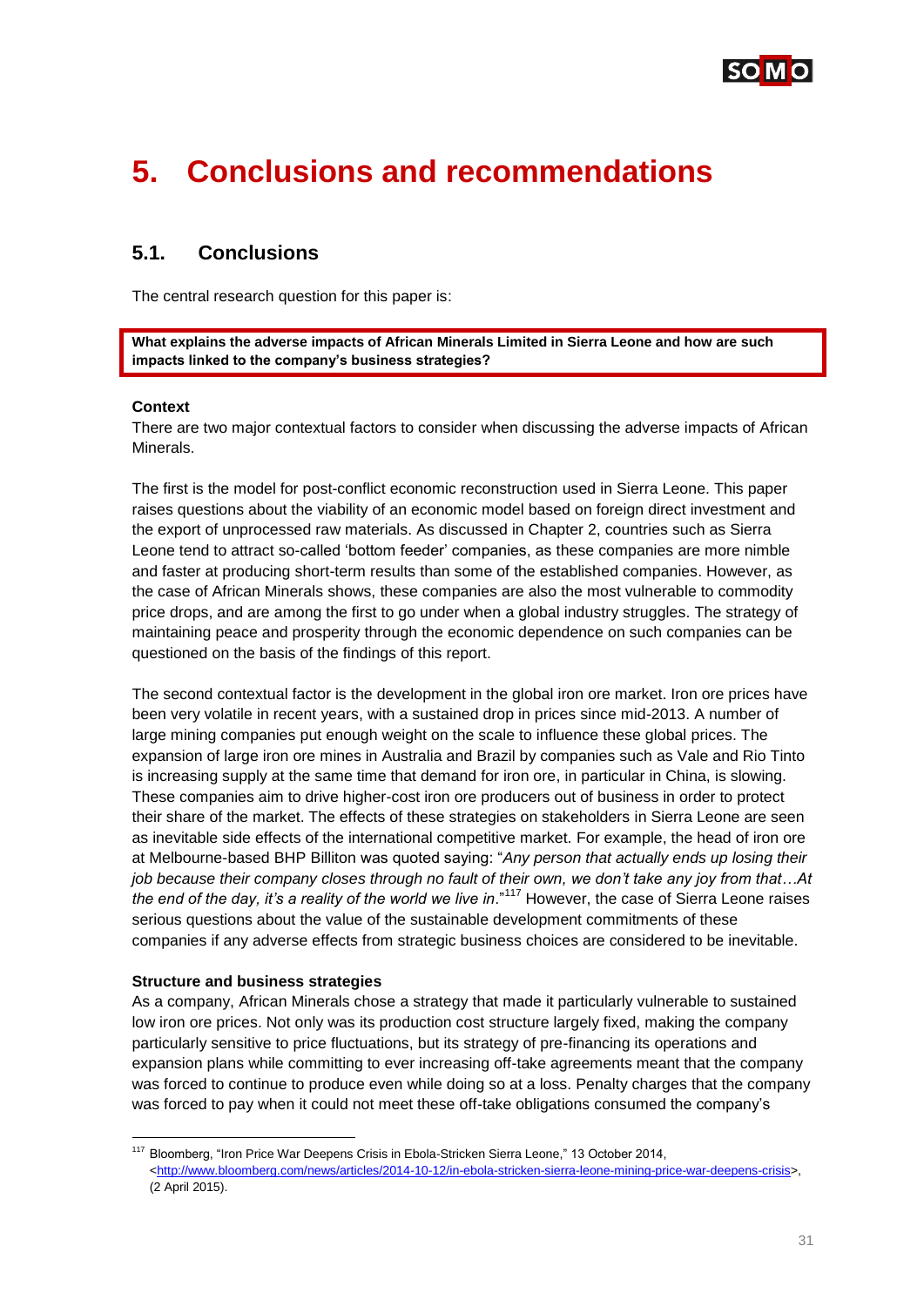# 5. Conclusions and recommendations

## 5.1. Conclusions

The central research question for this paper is:

**What explains the adverse impacts of African Minerals Limited in Sierra Leone and how are such impacts linked to the company's business strategies?**

**Context**

There are two major contextual factors to consider when discussing the adverse impacts of African Minerals.

The first is the model for post-conflict economic reconstruction used in Sierra Leone. This paper raises questions about the viability of an economic model based on foreign direct investment and the export of unprocessed raw materials. As discussed in Chapter 2, countries such as Sierra Leone tend to attract so-called 'bottom feeder' companies, as these companies are more nimble and faster at producing short-term results than some of the established companies. However, as the case of African Minerals shows, these companies are also the most vulnerable to commodity price drops, and are among the first to go under when a global industry struggles. The strategy of maintaining peace and prosperity through the economic dependence on such companies can be questioned on the basis of the findings of this report.

The second contextual factor is the development in the global iron ore market. Iron ore prices have been very volatile in recent years, with a sustained drop in prices since mid-2013. A number of large mining companies put enough weight on the scale to influence these global prices. The expansion of large iron ore mines in Australia and Brazil by companies such as Vale and Rio Tinto is increasing supply at the same time that demand for iron ore, in particular in China, is slowing. These companies aim to drive higher-cost iron ore producers out of business in order to protect their share of the market. The effects of these strategies on stakeholders in Sierra Leone are seen as inevitable side effects of the international competitive market. For example, the head of iron ore at Melbourne-based BHP Billiton was quoted saying: "*Any person that actually ends up losing their job because their company closes through no fault of their own, we don't take any joy from that…At the end of the day, it's a reality of the world we live in*."[117] However, the case of Sierra Leone raises serious questions about the value of the sustainable development commitments of these companies if any adverse effects from strategic business choices are considered to be inevitable.

**Structure and business strategies**

As a company, African Minerals chose a strategy that made it particularly vulnerable to sustained low iron ore prices. Not only was its production cost structure largely fixed, making the company particularly sensitive to price fluctuations, but its strategy of pre-financing its operations and expansion plans while committing to ever increasing off-take agreements meant that the company was forced to continue to produce even while doing so at a loss. Penalty charges that the company was forced to pay when it could not meet these off-take obligations consumed the company's

[117] Bloomberg, "Iron Price War Deepens Crisis in Ebola-Stricken Sierra Leone," 13 October 2014, <http://www.bloomberg.com/news/articles/2014-10-12/in-ebola-stricken-sierra-leone-mining-price-war-deepens-crisis>, (2 April 2015).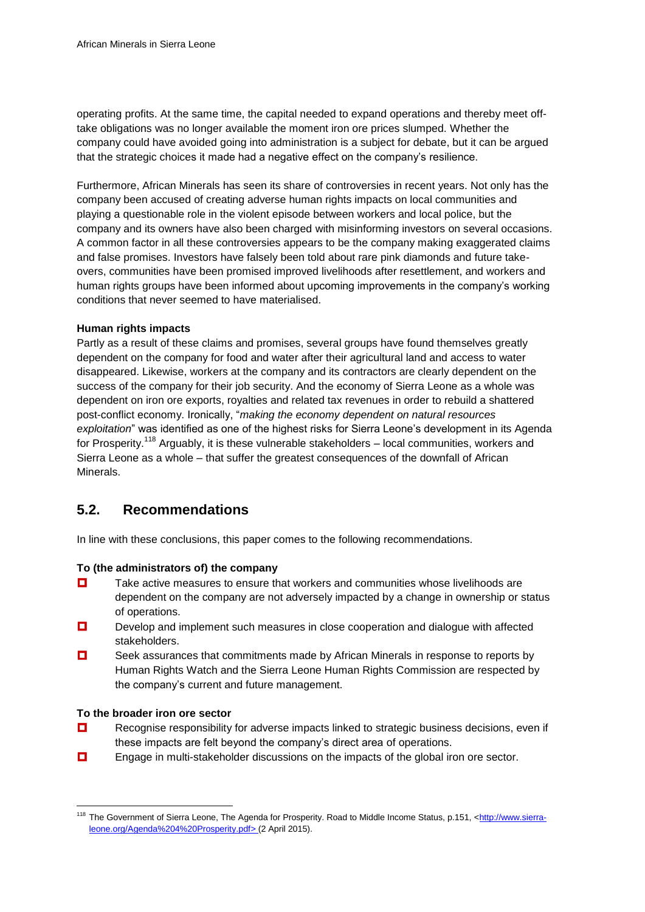operating profits. At the same time, the capital needed to expand operations and thereby meet off-take obligations was no longer available the moment iron ore prices slumped. Whether the company could have avoided going into administration is a subject for debate, but it can be argued that the strategic choices it made had a negative effect on the company's resilience.

Furthermore, African Minerals has seen its share of controversies in recent years. Not only has the company been accused of creating adverse human rights impacts on local communities and playing a questionable role in the violent episode between workers and local police, but the company and its owners have also been charged with misinforming investors on several occasions. A common factor in all these controversies appears to be the company making exaggerated claims and false promises. Investors have falsely been told about rare pink diamonds and future take-overs, communities have been promised improved livelihoods after resettlement, and workers and human rights groups have been informed about upcoming improvements in the company's working conditions that never seemed to have materialised.

**Human rights impacts**
Partly as a result of these claims and promises, several groups have found themselves greatly dependent on the company for food and water after their agricultural land and access to water disappeared. Likewise, workers at the company and its contractors are clearly dependent on the success of the company for their job security. And the economy of Sierra Leone as a whole was dependent on iron ore exports, royalties and related tax revenues in order to rebuild a shattered post-conflict economy. Ironically, "*making the economy dependent on natural resources exploitation*" was identified as one of the highest risks for Sierra Leone's development in its Agenda for Prosperity.[118] Arguably, it is these vulnerable stakeholders – local communities, workers and Sierra Leone as a whole – that suffer the greatest consequences of the downfall of African Minerals.

## 5.2. Recommendations

In line with these conclusions, this paper comes to the following recommendations.

**To (the administrators of) the company**

- Take active measures to ensure that workers and communities whose livelihoods are dependent on the company are not adversely impacted by a change in ownership or status of operations.
- Develop and implement such measures in close cooperation and dialogue with affected stakeholders.
- Seek assurances that commitments made by African Minerals in response to reports by Human Rights Watch and the Sierra Leone Human Rights Commission are respected by the company's current and future management.

**To the broader iron ore sector**

- Recognise responsibility for adverse impacts linked to strategic business decisions, even if these impacts are felt beyond the company's direct area of operations.
- Engage in multi-stakeholder discussions on the impacts of the global iron ore sector.

---

[118] The Government of Sierra Leone, The Agenda for Prosperity. Road to Middle Income Status, p.151, <http://www.sierra-leone.org/Agenda%204%20Prosperity.pdf> (2 April 2015).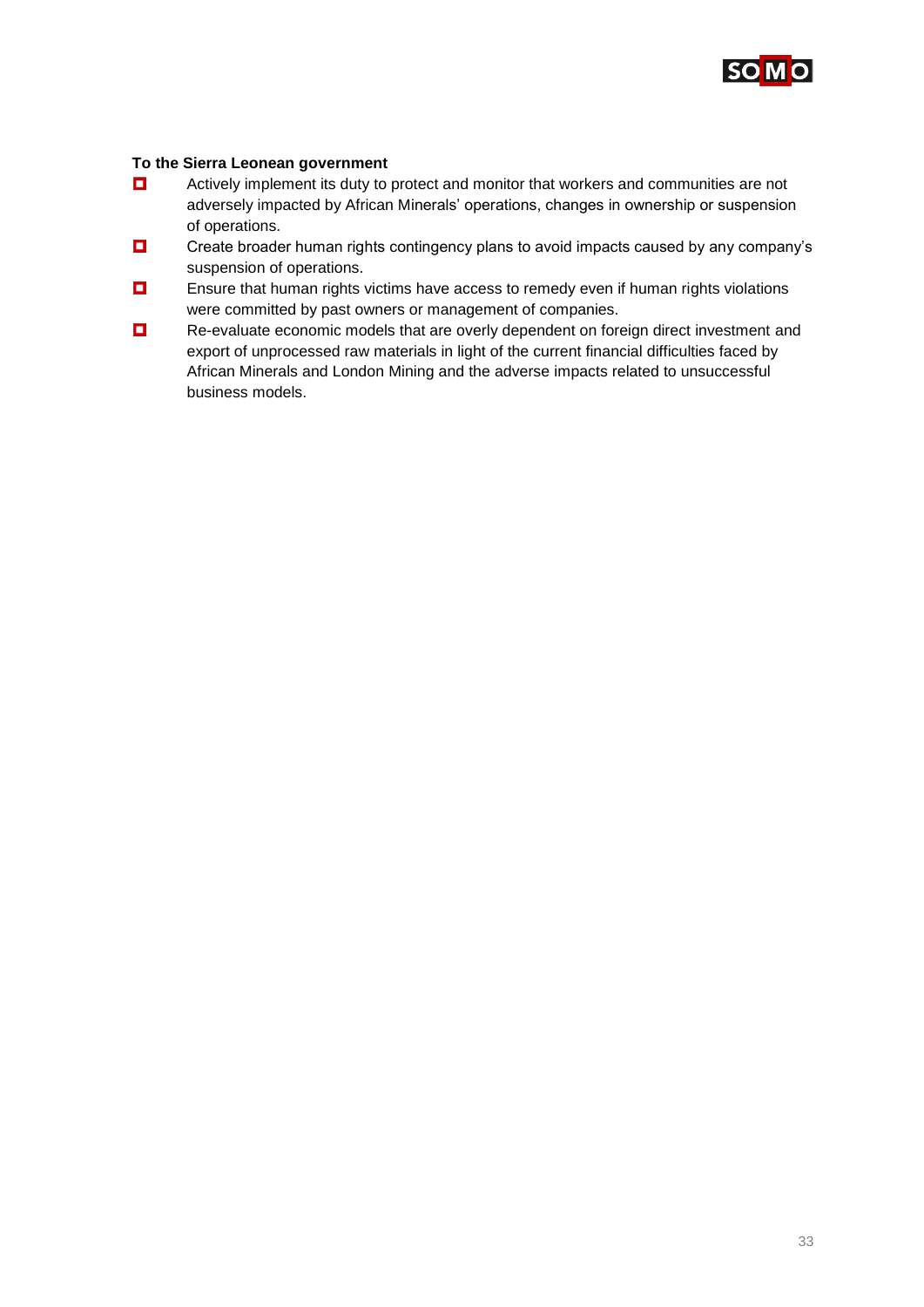**To the Sierra Leonean government**

- Actively implement its duty to protect and monitor that workers and communities are not adversely impacted by African Minerals' operations, changes in ownership or suspension of operations.
- Create broader human rights contingency plans to avoid impacts caused by any company's suspension of operations.
- Ensure that human rights victims have access to remedy even if human rights violations were committed by past owners or management of companies.
- Re-evaluate economic models that are overly dependent on foreign direct investment and export of unprocessed raw materials in light of the current financial difficulties faced by African Minerals and London Mining and the adverse impacts related to unsuccessful business models.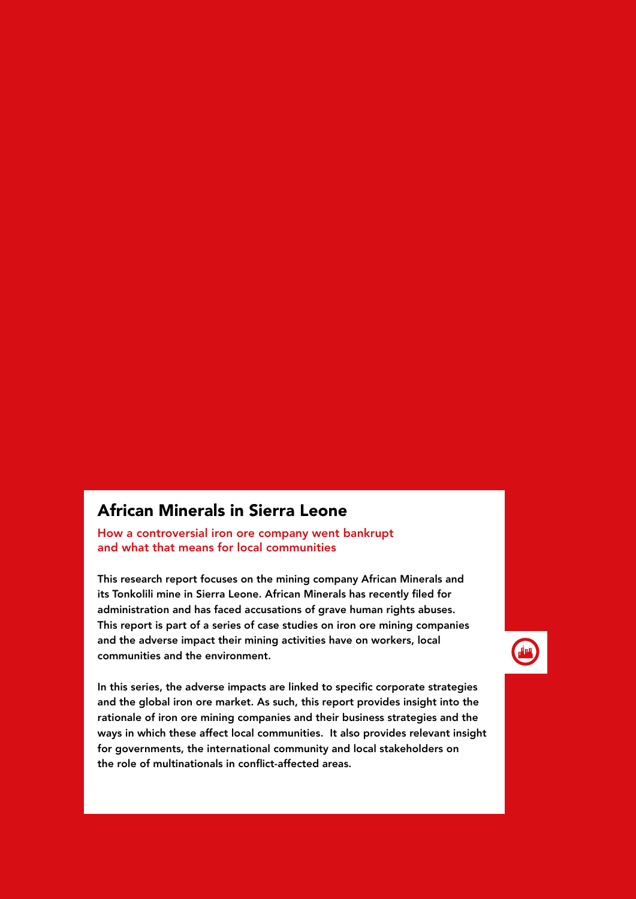# African Minerals in Sierra Leone

## How a controversial iron ore company went bankrupt and what that means for local communities

**This research report focuses on the mining company African Minerals and its Tonkolili mine in Sierra Leone. African Minerals has recently filed for administration and has faced accusations of grave human rights abuses. This report is part of a series of case studies on iron ore mining companies and the adverse impact their mining activities have on workers, local communities and the environment.**

**In this series, the adverse impacts are linked to specific corporate strategies and the global iron ore market. As such, this report provides insight into the rationale of iron ore mining companies and their business strategies and the ways in which these affect local communities. It also provides relevant insight for governments, the international community and local stakeholders on the role of multinationals in conflict-affected areas.**